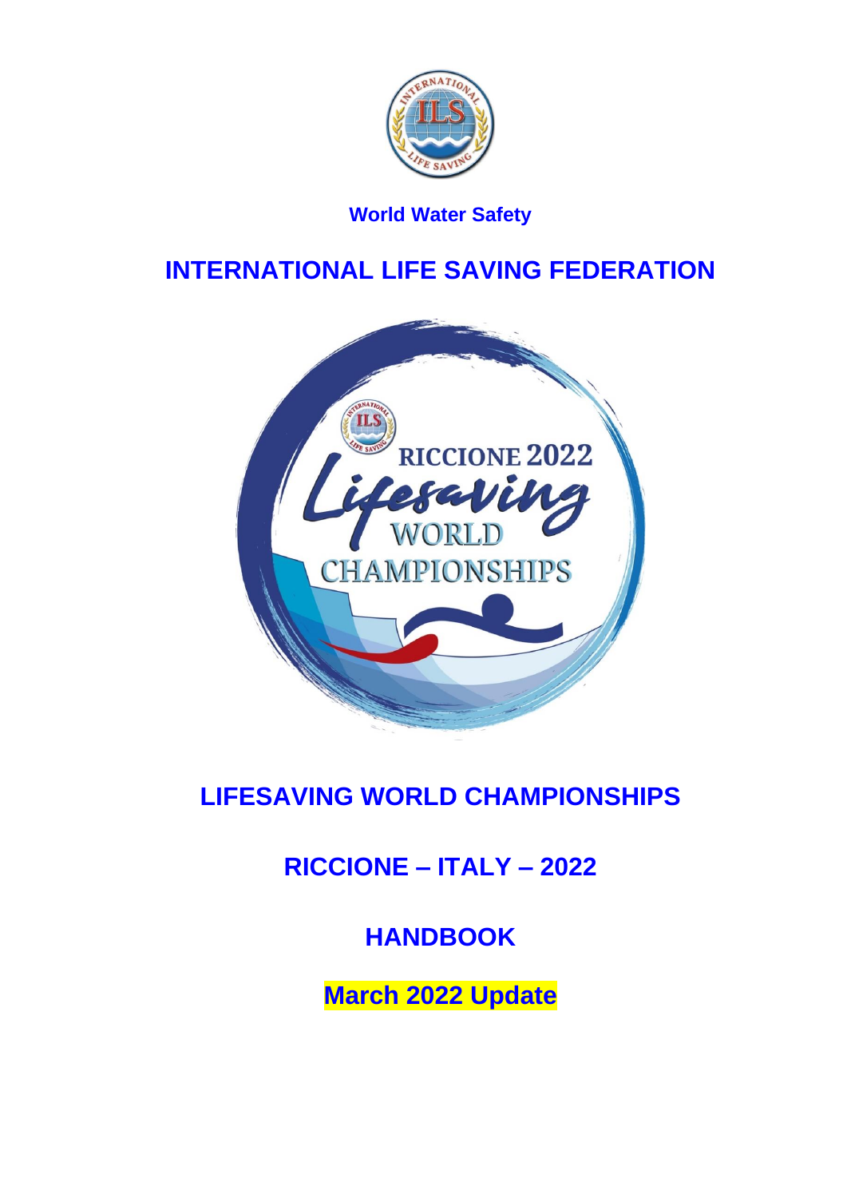World Water Safety

# INTERNATIONAL LIFE SAVING FEDERATION

# LIFESAVING WORLD CHAMPIONSHIPS

## RICCIONE – ITALY – 2022

## HANDBOOK

**March 2022 Update**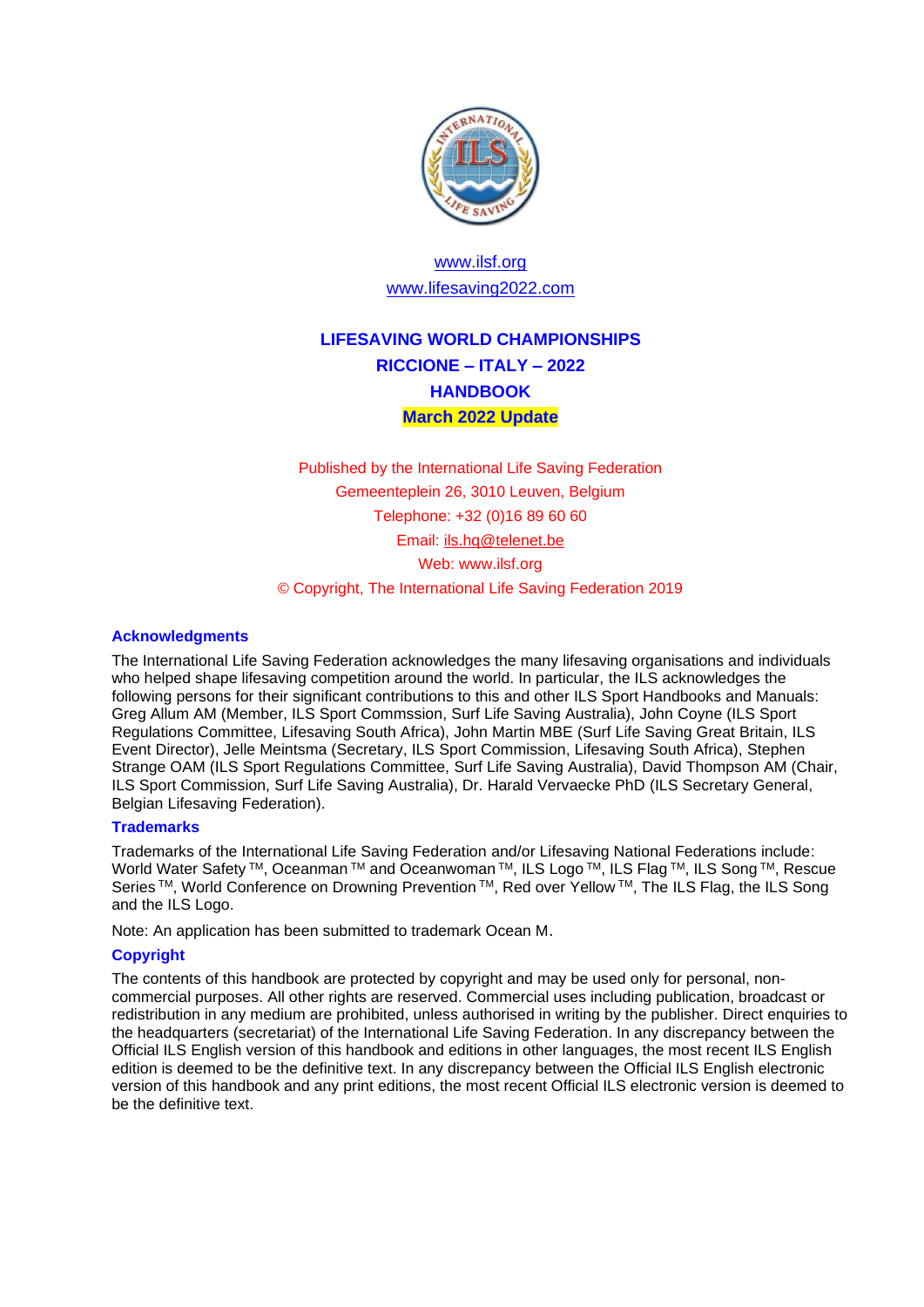www.ilsf.org
www.lifesaving2022.com

# LIFESAVING WORLD CHAMPIONSHIPS
# RICCIONE – ITALY – 2022
# HANDBOOK
## March 2022 Update

Published by the International Life Saving Federation
Gemeenteplein 26, 3010 Leuven, Belgium
Telephone: +32 (0)16 89 60 60
Email: ils.hq@telenet.be
Web: www.ilsf.org
© Copyright, The International Life Saving Federation 2019

### Acknowledgments

The International Life Saving Federation acknowledges the many lifesaving organisations and individuals who helped shape lifesaving competition around the world. In particular, the ILS acknowledges the following persons for their significant contributions to this and other ILS Sport Handbooks and Manuals: Greg Allum AM (Member, ILS Sport Commssion, Surf Life Saving Australia), John Coyne (ILS Sport Regulations Committee, Lifesaving South Africa), John Martin MBE (Surf Life Saving Great Britain, ILS Event Director), Jelle Meintsma (Secretary, ILS Sport Commission, Lifesaving South Africa), Stephen Strange OAM (ILS Sport Regulations Committee, Surf Life Saving Australia), David Thompson AM (Chair, ILS Sport Commission, Surf Life Saving Australia), Dr. Harald Vervaecke PhD (ILS Secretary General, Belgian Lifesaving Federation).

### Trademarks

Trademarks of the International Life Saving Federation and/or Lifesaving National Federations include: World Water Safety ™, Oceanman ™ and Oceanwoman ™, ILS Logo ™, ILS Flag ™, ILS Song ™, Rescue Series ™, World Conference on Drowning Prevention ™, Red over Yellow ™, The ILS Flag, the ILS Song and the ILS Logo.

Note: An application has been submitted to trademark Ocean M.

### Copyright

The contents of this handbook are protected by copyright and may be used only for personal, non-commercial purposes. All other rights are reserved. Commercial uses including publication, broadcast or redistribution in any medium are prohibited, unless authorised in writing by the publisher. Direct enquiries to the headquarters (secretariat) of the International Life Saving Federation. In any discrepancy between the Official ILS English version of this handbook and editions in other languages, the most recent ILS English edition is deemed to be the definitive text. In any discrepancy between the Official ILS English electronic version of this handbook and any print editions, the most recent Official ILS electronic version is deemed to be the definitive text.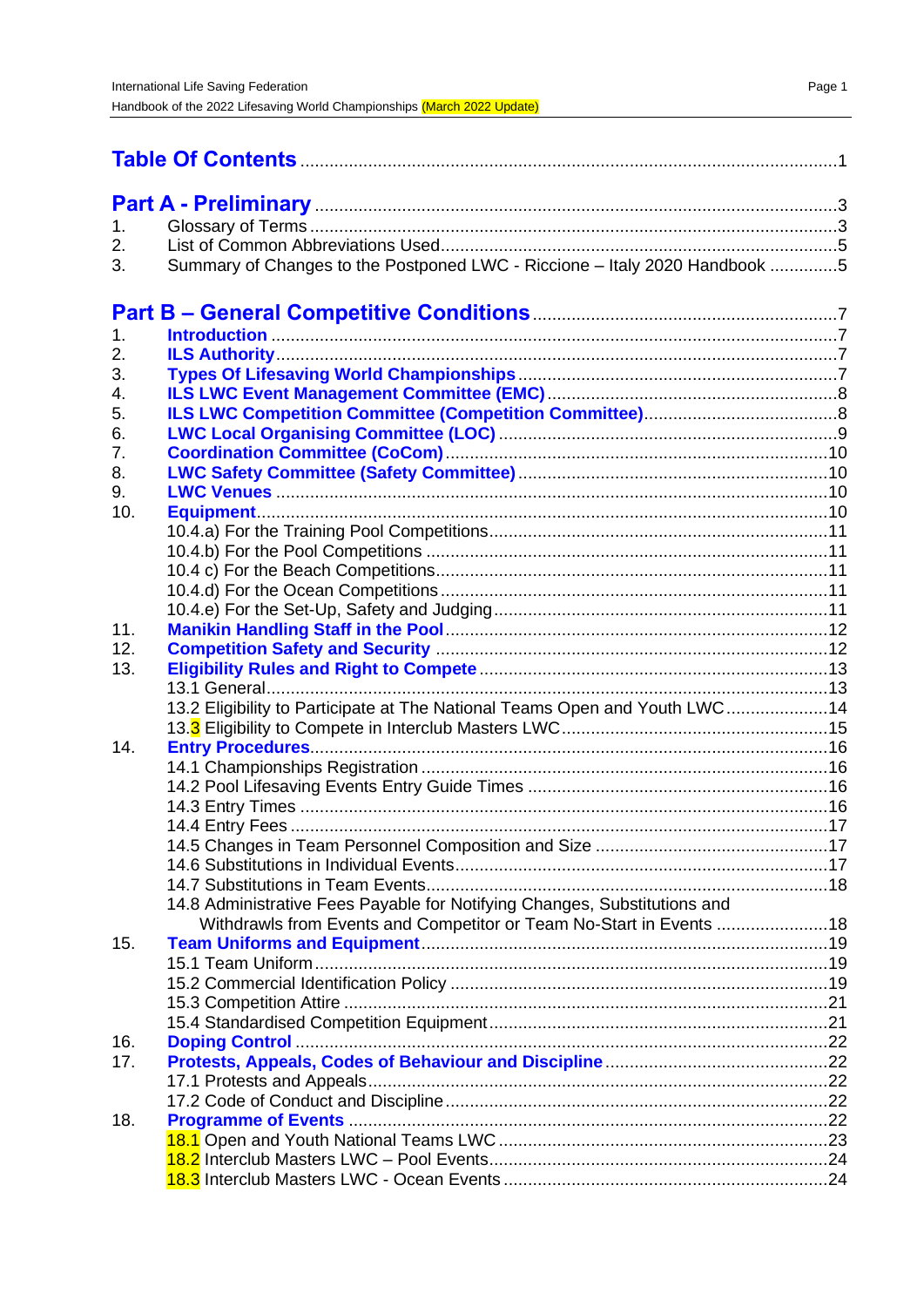# Table Of Contents ........................................................................................................1

## Part A - Preliminary ........................................................................................................3

1. Glossary of Terms ........................................................................................................3
2. List of Common Abbreviations Used..........................................................................5
3. Summary of Changes to the Postponed LWC - Riccione – Italy 2020 Handbook ..............5

## Part B – General Competitive Conditions ..............................................................7

1. **Introduction** ........................................................................................................7
2. **ILS Authority** ........................................................................................................7
3. **Types Of Lifesaving World Championships** ..........................................................7
4. **ILS LWC Event Management Committee (EMC)** ....................................................8
5. **ILS LWC Competition Committee (Competition Committee)** ..................................8
6. **LWC Local Organising Committee (LOC)** ...............................................................9
7. **Coordination Committee (CoCom)** ......................................................................10
8. **LWC Safety Committee (Safety Committee)** ..........................................................10
9. **LWC Venues** ......................................................................................................10
10. **Equipment** ........................................................................................................10
    - 10.4.a) For the Training Pool Competitions ..............................................................11
    - 10.4.b) For the Pool Competitions ..........................................................................11
    - 10.4 c) For the Beach Competitions ........................................................................11
    - 10.4.d) For the Ocean Competitions .......................................................................11
    - 10.4.e) For the Set-Up, Safety and Judging .............................................................11
11. **Manikin Handling Staff in the Pool** ......................................................................12
12. **Competition Safety and Security** ........................................................................12
13. **Eligibility Rules and Right to Compete** ..............................................................13
    - 13.1 General ........................................................................................................13
    - 13.2 Eligibility to Participate at The National Teams Open and Youth LWC ..................14
    - 13.3 Eligibility to Compete in Interclub Masters LWC ..................................................15
14. **Entry Procedures** ................................................................................................16
    - 14.1 Championships Registration ..........................................................................16
    - 14.2 Pool Lifesaving Events Entry Guide Times .......................................................16
    - 14.3 Entry Times ...................................................................................................16
    - 14.4 Entry Fees .....................................................................................................17
    - 14.5 Changes in Team Personnel Composition and Size .........................................17
    - 14.6 Substitutions in Individual Events ..................................................................17
    - 14.7 Substitutions in Team Events ..........................................................................18
    - 14.8 Administrative Fees Payable for Notifying Changes, Substitutions and Withdrawls from Events and Competitor or Team No-Start in Events ......................18
15. **Team Uniforms and Equipment** ..........................................................................19
    - 15.1 Team Uniform ................................................................................................19
    - 15.2 Commercial Identification Policy ....................................................................19
    - 15.3 Competition Attire .........................................................................................21
    - 15.4 Standardised Competition Equipment .............................................................21
16. **Doping Control** ..................................................................................................22
17. **Protests, Appeals, Codes of Behaviour and Discipline** .........................................22
    - 17.1 Protests and Appeals ......................................................................................22
    - 17.2 Code of Conduct and Discipline ......................................................................22
18. **Programme of Events** .........................................................................................22
    - 18.1 Open and Youth National Teams LWC ............................................................23
    - 18.2 Interclub Masters LWC – Pool Events ..............................................................24
    - 18.3 Interclub Masters LWC - Ocean Events ............................................................24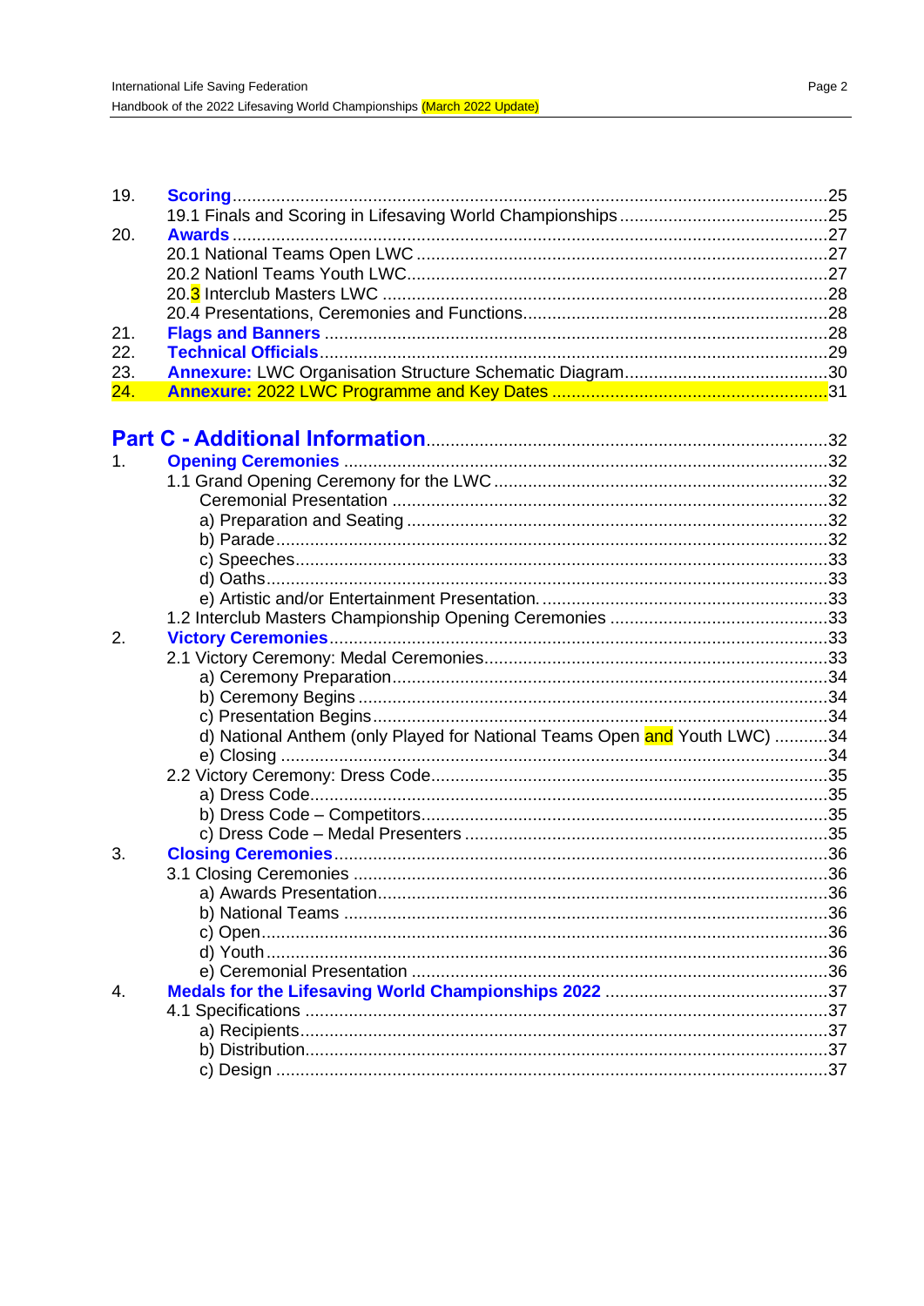| | | |
|---|---|---|
| 19. | **Scoring** | 25 |
| | 19.1 Finals and Scoring in Lifesaving World Championships | 25 |
| 20. | **Awards** | 27 |
| | 20.1 National Teams Open LWC | 27 |
| | 20.2 Nationl Teams Youth LWC | 27 |
| | 20.3 Interclub Masters LWC | 28 |
| | 20.4 Presentations, Ceremonies and Functions | 28 |
| 21. | **Flags and Banners** | 28 |
| 22. | **Technical Officials** | 29 |
| 23. | **Annexure:** LWC Organisation Structure Schematic Diagram | 30 |
| 24. | **Annexure:** 2022 LWC Programme and Key Dates | 31 |

## Part C - Additional Information ........ 32

| | | |
|---|---|---|
| 1. | **Opening Ceremonies** | 32 |
| | 1.1 Grand Opening Ceremony for the LWC | 32 |
| | Ceremonial Presentation | 32 |
| | a) Preparation and Seating | 32 |
| | b) Parade | 32 |
| | c) Speeches | 33 |
| | d) Oaths | 33 |
| | e) Artistic and/or Entertainment Presentation. | 33 |
| | 1.2 Interclub Masters Championship Opening Ceremonies | 33 |
| 2. | **Victory Ceremonies** | 33 |
| | 2.1 Victory Ceremony: Medal Ceremonies | 33 |
| | a) Ceremony Preparation | 34 |
| | b) Ceremony Begins | 34 |
| | c) Presentation Begins | 34 |
| | d) National Anthem (only Played for National Teams Open and Youth LWC) | 34 |
| | e) Closing | 34 |
| | 2.2 Victory Ceremony: Dress Code | 35 |
| | a) Dress Code | 35 |
| | b) Dress Code – Competitors | 35 |
| | c) Dress Code – Medal Presenters | 35 |
| 3. | **Closing Ceremonies** | 36 |
| | 3.1 Closing Ceremonies | 36 |
| | a) Awards Presentation | 36 |
| | b) National Teams | 36 |
| | c) Open | 36 |
| | d) Youth | 36 |
| | e) Ceremonial Presentation | 36 |
| 4. | **Medals for the Lifesaving World Championships 2022** | 37 |
| | 4.1 Specifications | 37 |
| | a) Recipients | 37 |
| | b) Distribution | 37 |
| | c) Design | 37 |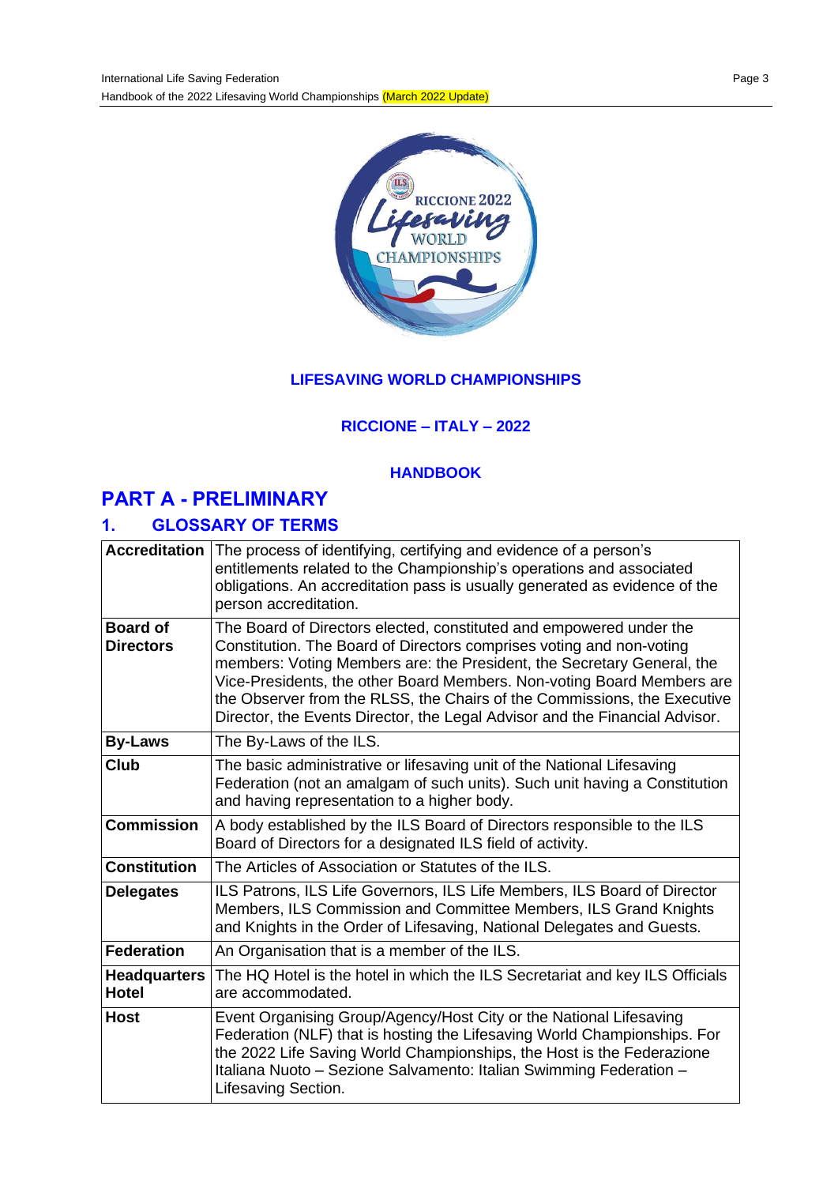**LIFESAVING WORLD CHAMPIONSHIPS**

**RICCIONE – ITALY – 2022**

**HANDBOOK**

# PART A - PRELIMINARY

## 1. GLOSSARY OF TERMS

| | |
|---|---|
| **Accreditation** | The process of identifying, certifying and evidence of a person's entitlements related to the Championship's operations and associated obligations. An accreditation pass is usually generated as evidence of the person accreditation. |
| **Board of Directors** | The Board of Directors elected, constituted and empowered under the Constitution. The Board of Directors comprises voting and non-voting members: Voting Members are: the President, the Secretary General, the Vice-Presidents, the other Board Members. Non-voting Board Members are the Observer from the RLSS, the Chairs of the Commissions, the Executive Director, the Events Director, the Legal Advisor and the Financial Advisor. |
| **By-Laws** | The By-Laws of the ILS. |
| **Club** | The basic administrative or lifesaving unit of the National Lifesaving Federation (not an amalgam of such units). Such unit having a Constitution and having representation to a higher body. |
| **Commission** | A body established by the ILS Board of Directors responsible to the ILS Board of Directors for a designated ILS field of activity. |
| **Constitution** | The Articles of Association or Statutes of the ILS. |
| **Delegates** | ILS Patrons, ILS Life Governors, ILS Life Members, ILS Board of Director Members, ILS Commission and Committee Members, ILS Grand Knights and Knights in the Order of Lifesaving, National Delegates and Guests. |
| **Federation** | An Organisation that is a member of the ILS. |
| **Headquarters Hotel** | The HQ Hotel is the hotel in which the ILS Secretariat and key ILS Officials are accommodated. |
| **Host** | Event Organising Group/Agency/Host City or the National Lifesaving Federation (NLF) that is hosting the Lifesaving World Championships. For the 2022 Life Saving World Championships, the Host is the Federazione Italiana Nuoto – Sezione Salvamento: Italian Swimming Federation – Lifesaving Section. |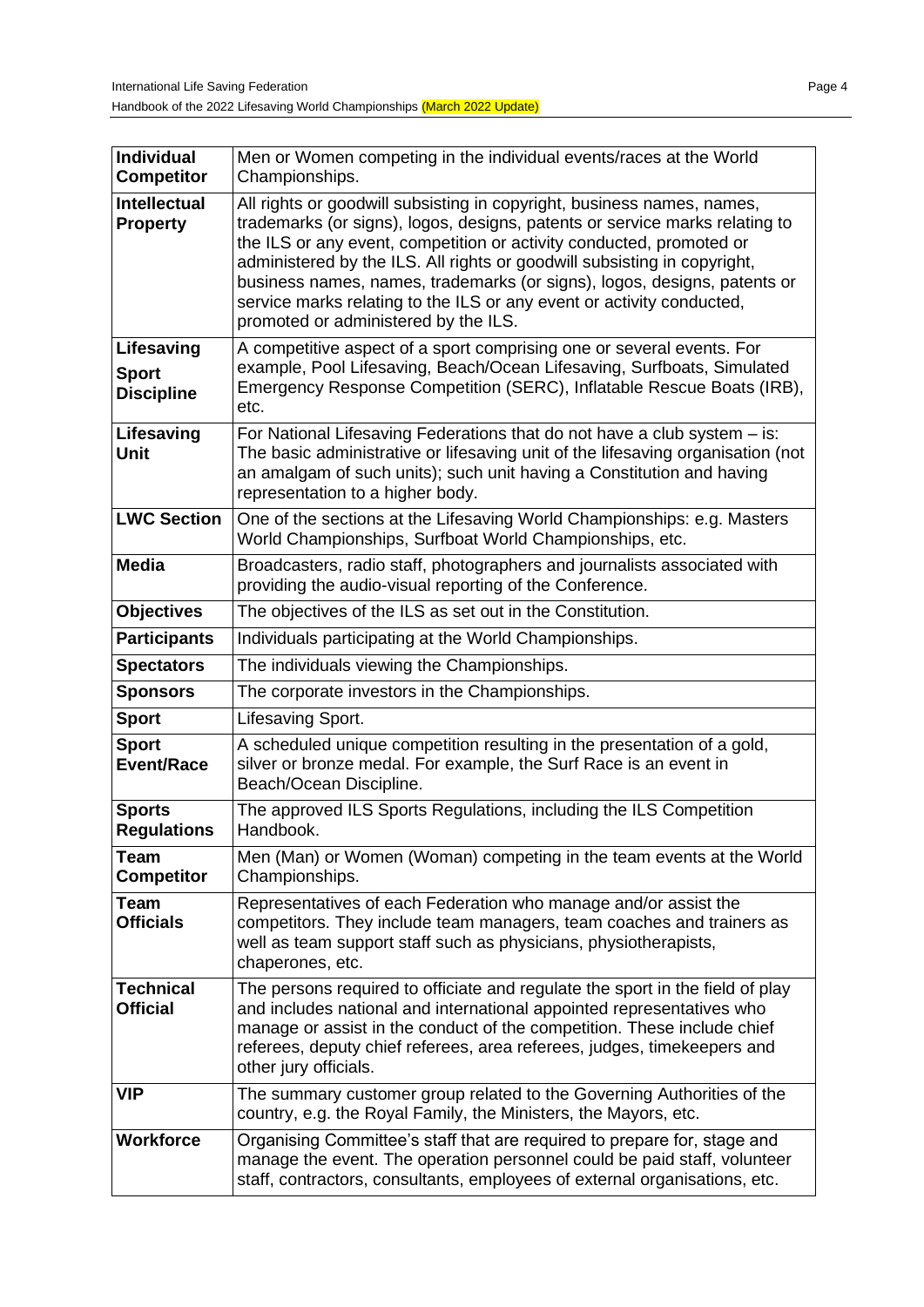| | |
|---|---|
| **Individual Competitor** | Men or Women competing in the individual events/races at the World Championships. |
| **Intellectual Property** | All rights or goodwill subsisting in copyright, business names, names, trademarks (or signs), logos, designs, patents or service marks relating to the ILS or any event, competition or activity conducted, promoted or administered by the ILS. All rights or goodwill subsisting in copyright, business names, names, trademarks (or signs), logos, designs, patents or service marks relating to the ILS or any event or activity conducted, promoted or administered by the ILS. |
| **Lifesaving Sport Discipline** | A competitive aspect of a sport comprising one or several events. For example, Pool Lifesaving, Beach/Ocean Lifesaving, Surfboats, Simulated Emergency Response Competition (SERC), Inflatable Rescue Boats (IRB), etc. |
| **Lifesaving Unit** | For National Lifesaving Federations that do not have a club system – is: The basic administrative or lifesaving unit of the lifesaving organisation (not an amalgam of such units); such unit having a Constitution and having representation to a higher body. |
| **LWC Section** | One of the sections at the Lifesaving World Championships: e.g. Masters World Championships, Surfboat World Championships, etc. |
| **Media** | Broadcasters, radio staff, photographers and journalists associated with providing the audio-visual reporting of the Conference. |
| **Objectives** | The objectives of the ILS as set out in the Constitution. |
| **Participants** | Individuals participating at the World Championships. |
| **Spectators** | The individuals viewing the Championships. |
| **Sponsors** | The corporate investors in the Championships. |
| **Sport** | Lifesaving Sport. |
| **Sport Event/Race** | A scheduled unique competition resulting in the presentation of a gold, silver or bronze medal. For example, the Surf Race is an event in Beach/Ocean Discipline. |
| **Sports Regulations** | The approved ILS Sports Regulations, including the ILS Competition Handbook. |
| **Team Competitor** | Men (Man) or Women (Woman) competing in the team events at the World Championships. |
| **Team Officials** | Representatives of each Federation who manage and/or assist the competitors. They include team managers, team coaches and trainers as well as team support staff such as physicians, physiotherapists, chaperones, etc. |
| **Technical Official** | The persons required to officiate and regulate the sport in the field of play and includes national and international appointed representatives who manage or assist in the conduct of the competition. These include chief referees, deputy chief referees, area referees, judges, timekeepers and other jury officials. |
| **VIP** | The summary customer group related to the Governing Authorities of the country, e.g. the Royal Family, the Ministers, the Mayors, etc. |
| **Workforce** | Organising Committee's staff that are required to prepare for, stage and manage the event. The operation personnel could be paid staff, volunteer staff, contractors, consultants, employees of external organisations, etc. |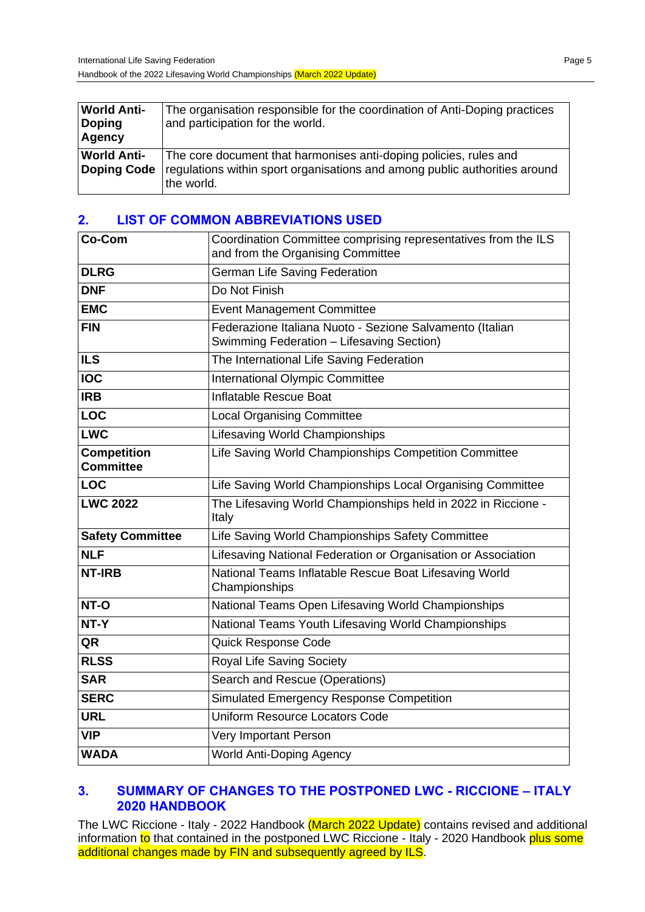| **World Anti-Doping Agency** | The organisation responsible for the coordination of Anti-Doping practices and participation for the world. |
|---|---|
| **World Anti-Doping Code** | The core document that harmonises anti-doping policies, rules and regulations within sport organisations and among public authorities around the world. |

## 2. LIST OF COMMON ABBREVIATIONS USED

| **Co-Com** | Coordination Committee comprising representatives from the ILS and from the Organising Committee |
|---|---|
| **DLRG** | German Life Saving Federation |
| **DNF** | Do Not Finish |
| **EMC** | Event Management Committee |
| **FIN** | Federazione Italiana Nuoto - Sezione Salvamento (Italian Swimming Federation – Lifesaving Section) |
| **ILS** | The International Life Saving Federation |
| **IOC** | International Olympic Committee |
| **IRB** | Inflatable Rescue Boat |
| **LOC** | Local Organising Committee |
| **LWC** | Lifesaving World Championships |
| **Competition Committee** | Life Saving World Championships Competition Committee |
| **LOC** | Life Saving World Championships Local Organising Committee |
| **LWC 2022** | The Lifesaving World Championships held in 2022 in Riccione - Italy |
| **Safety Committee** | Life Saving World Championships Safety Committee |
| **NLF** | Lifesaving National Federation or Organisation or Association |
| **NT-IRB** | National Teams Inflatable Rescue Boat Lifesaving World Championships |
| **NT-O** | National Teams Open Lifesaving World Championships |
| **NT-Y** | National Teams Youth Lifesaving World Championships |
| **QR** | Quick Response Code |
| **RLSS** | Royal Life Saving Society |
| **SAR** | Search and Rescue (Operations) |
| **SERC** | Simulated Emergency Response Competition |
| **URL** | Uniform Resource Locators Code |
| **VIP** | Very Important Person |
| **WADA** | World Anti-Doping Agency |

## 3. SUMMARY OF CHANGES TO THE POSTPONED LWC - RICCIONE – ITALY 2020 HANDBOOK

The LWC Riccione - Italy - 2022 Handbook (March 2022 Update) contains revised and additional information to that contained in the postponed LWC Riccione - Italy - 2020 Handbook plus some additional changes made by FIN and subsequently agreed by ILS.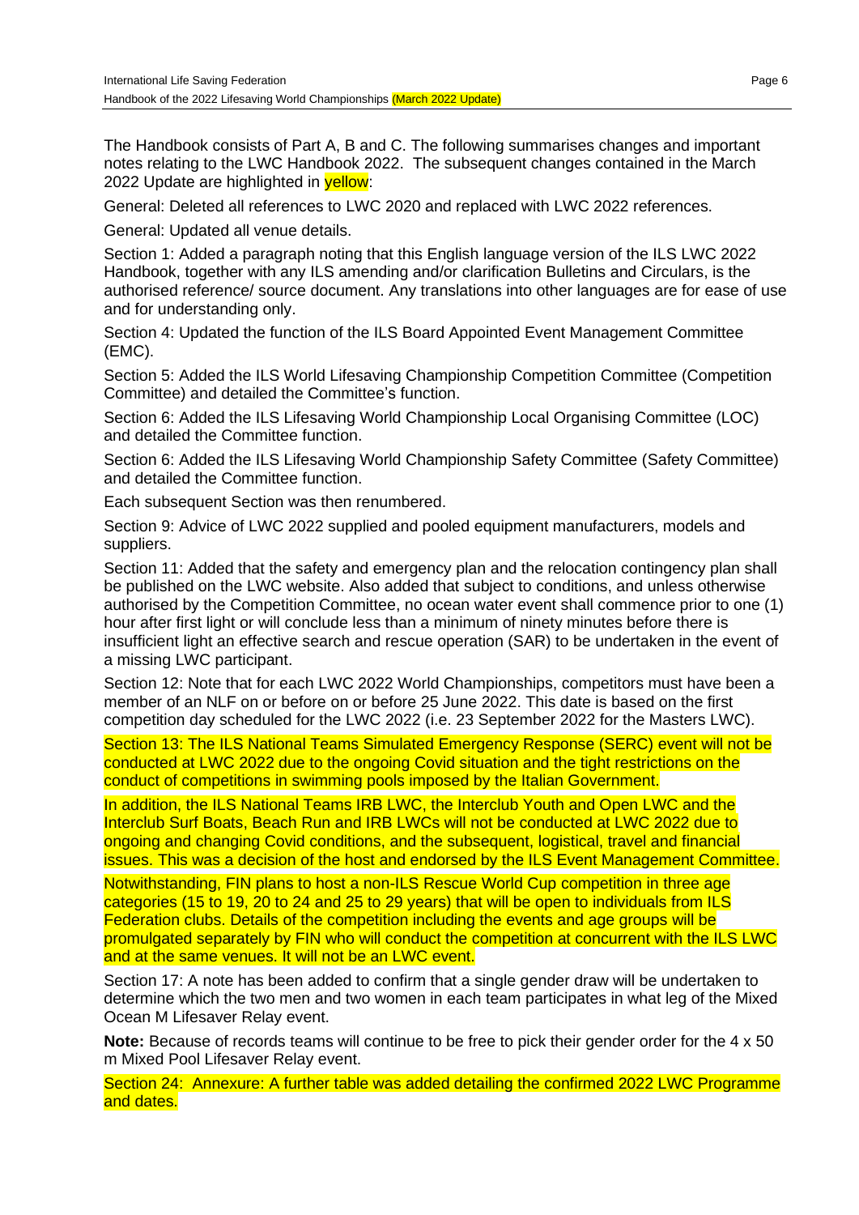The Handbook consists of Part A, B and C. The following summarises changes and important notes relating to the LWC Handbook 2022. The subsequent changes contained in the March 2022 Update are highlighted in yellow:

General: Deleted all references to LWC 2020 and replaced with LWC 2022 references.

General: Updated all venue details.

Section 1: Added a paragraph noting that this English language version of the ILS LWC 2022 Handbook, together with any ILS amending and/or clarification Bulletins and Circulars, is the authorised reference/ source document. Any translations into other languages are for ease of use and for understanding only.

Section 4: Updated the function of the ILS Board Appointed Event Management Committee (EMC).

Section 5: Added the ILS World Lifesaving Championship Competition Committee (Competition Committee) and detailed the Committee's function.

Section 6: Added the ILS Lifesaving World Championship Local Organising Committee (LOC) and detailed the Committee function.

Section 6: Added the ILS Lifesaving World Championship Safety Committee (Safety Committee) and detailed the Committee function.

Each subsequent Section was then renumbered.

Section 9: Advice of LWC 2022 supplied and pooled equipment manufacturers, models and suppliers.

Section 11: Added that the safety and emergency plan and the relocation contingency plan shall be published on the LWC website. Also added that subject to conditions, and unless otherwise authorised by the Competition Committee, no ocean water event shall commence prior to one (1) hour after first light or will conclude less than a minimum of ninety minutes before there is insufficient light an effective search and rescue operation (SAR) to be undertaken in the event of a missing LWC participant.

Section 12: Note that for each LWC 2022 World Championships, competitors must have been a member of an NLF on or before on or before 25 June 2022. This date is based on the first competition day scheduled for the LWC 2022 (i.e. 23 September 2022 for the Masters LWC).

Section 13: The ILS National Teams Simulated Emergency Response (SERC) event will not be conducted at LWC 2022 due to the ongoing Covid situation and the tight restrictions on the conduct of competitions in swimming pools imposed by the Italian Government.

In addition, the ILS National Teams IRB LWC, the Interclub Youth and Open LWC and the Interclub Surf Boats, Beach Run and IRB LWCs will not be conducted at LWC 2022 due to ongoing and changing Covid conditions, and the subsequent, logistical, travel and financial issues. This was a decision of the host and endorsed by the ILS Event Management Committee.

Notwithstanding, FIN plans to host a non-ILS Rescue World Cup competition in three age categories (15 to 19, 20 to 24 and 25 to 29 years) that will be open to individuals from ILS Federation clubs. Details of the competition including the events and age groups will be promulgated separately by FIN who will conduct the competition at concurrent with the ILS LWC and at the same venues. It will not be an LWC event.

Section 17: A note has been added to confirm that a single gender draw will be undertaken to determine which the two men and two women in each team participates in what leg of the Mixed Ocean M Lifesaver Relay event.

**Note:** Because of records teams will continue to be free to pick their gender order for the 4 x 50 m Mixed Pool Lifesaver Relay event.

Section 24: Annexure: A further table was added detailing the confirmed 2022 LWC Programme and dates.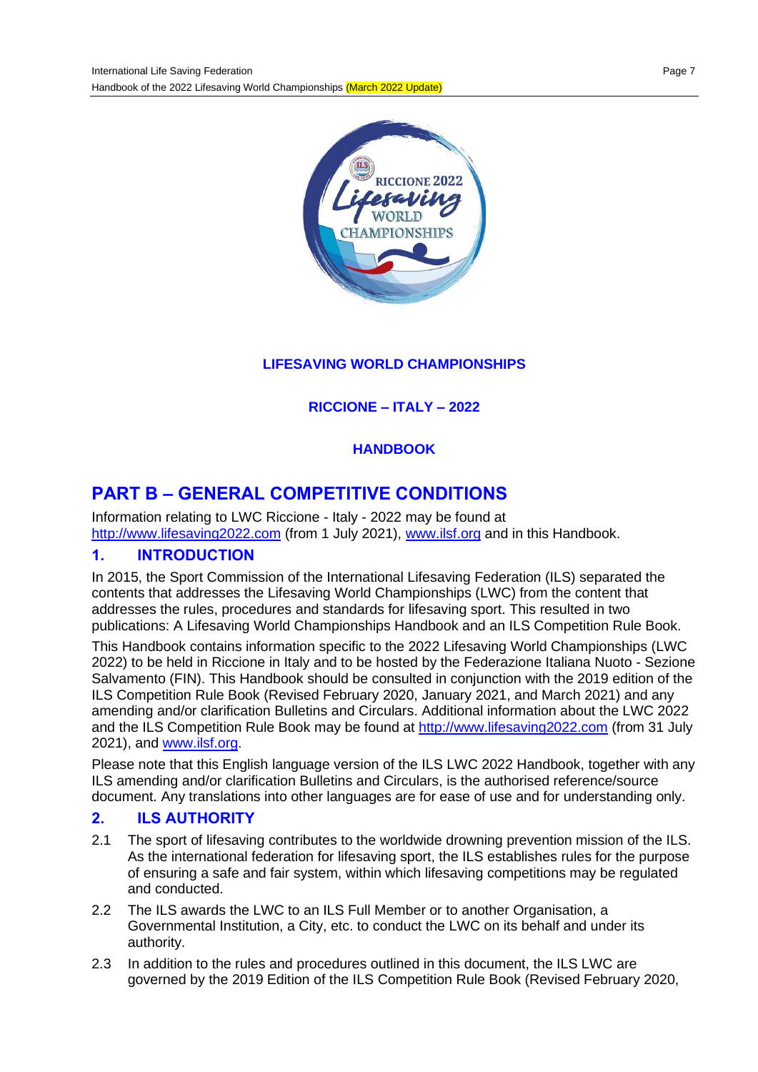**LIFESAVING WORLD CHAMPIONSHIPS**

**RICCIONE – ITALY – 2022**

**HANDBOOK**

# PART B – GENERAL COMPETITIVE CONDITIONS

Information relating to LWC Riccione - Italy - 2022 may be found at http://www.lifesaving2022.com (from 1 July 2021), www.ilsf.org and in this Handbook.

## 1. INTRODUCTION

In 2015, the Sport Commission of the International Lifesaving Federation (ILS) separated the contents that addresses the Lifesaving World Championships (LWC) from the content that addresses the rules, procedures and standards for lifesaving sport. This resulted in two publications: A Lifesaving World Championships Handbook and an ILS Competition Rule Book.

This Handbook contains information specific to the 2022 Lifesaving World Championships (LWC 2022) to be held in Riccione in Italy and to be hosted by the Federazione Italiana Nuoto - Sezione Salvamento (FIN). This Handbook should be consulted in conjunction with the 2019 edition of the ILS Competition Rule Book (Revised February 2020, January 2021, and March 2021) and any amending and/or clarification Bulletins and Circulars. Additional information about the LWC 2022 and the ILS Competition Rule Book may be found at http://www.lifesaving2022.com (from 31 July 2021), and www.ilsf.org.

Please note that this English language version of the ILS LWC 2022 Handbook, together with any ILS amending and/or clarification Bulletins and Circulars, is the authorised reference/source document. Any translations into other languages are for ease of use and for understanding only.

## 2. ILS AUTHORITY

2.1 The sport of lifesaving contributes to the worldwide drowning prevention mission of the ILS. As the international federation for lifesaving sport, the ILS establishes rules for the purpose of ensuring a safe and fair system, within which lifesaving competitions may be regulated and conducted.

2.2 The ILS awards the LWC to an ILS Full Member or to another Organisation, a Governmental Institution, a City, etc. to conduct the LWC on its behalf and under its authority.

2.3 In addition to the rules and procedures outlined in this document, the ILS LWC are governed by the 2019 Edition of the ILS Competition Rule Book (Revised February 2020,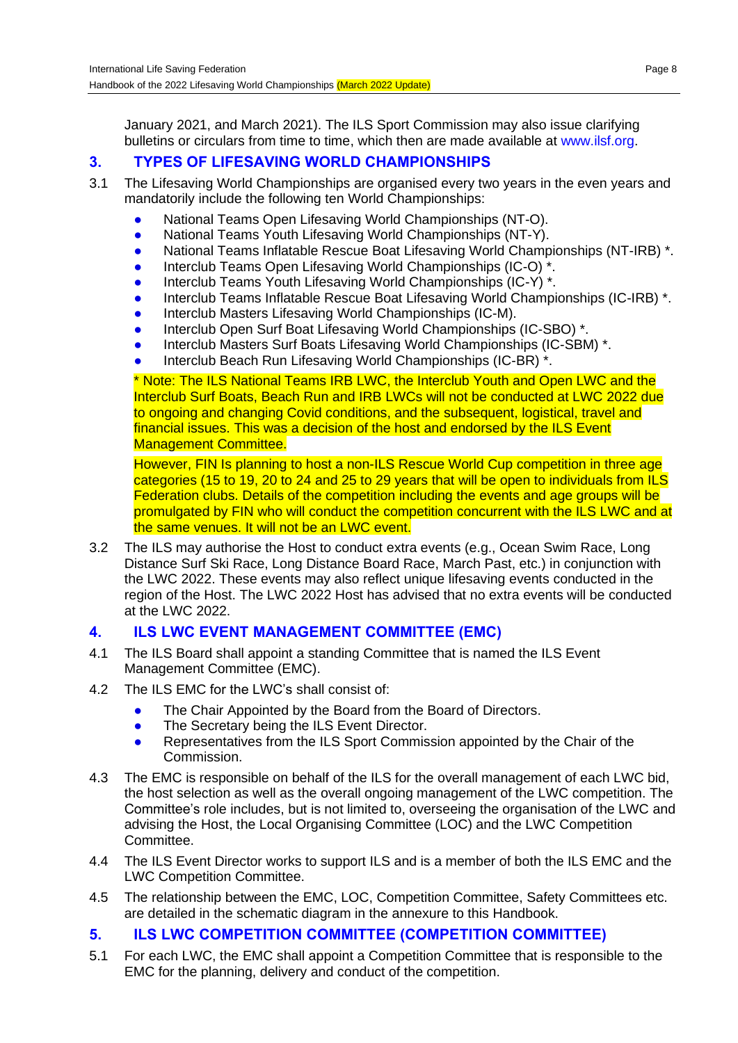January 2021, and March 2021). The ILS Sport Commission may also issue clarifying bulletins or circulars from time to time, which then are made available at www.ilsf.org.

## 3. TYPES OF LIFESAVING WORLD CHAMPIONSHIPS

3.1 The Lifesaving World Championships are organised every two years in the even years and mandatorily include the following ten World Championships:

- National Teams Open Lifesaving World Championships (NT-O).
- National Teams Youth Lifesaving World Championships (NT-Y).
- National Teams Inflatable Rescue Boat Lifesaving World Championships (NT-IRB) *.
- Interclub Teams Open Lifesaving World Championships (IC-O) *.
- Interclub Teams Youth Lifesaving World Championships (IC-Y) *.
- Interclub Teams Inflatable Rescue Boat Lifesaving World Championships (IC-IRB) *.
- Interclub Masters Lifesaving World Championships (IC-M).
- Interclub Open Surf Boat Lifesaving World Championships (IC-SBO) *.
- Interclub Masters Surf Boats Lifesaving World Championships (IC-SBM) *.
- Interclub Beach Run Lifesaving World Championships (IC-BR) *.

* Note: The ILS National Teams IRB LWC, the Interclub Youth and Open LWC and the Interclub Surf Boats, Beach Run and IRB LWCs will not be conducted at LWC 2022 due to ongoing and changing Covid conditions, and the subsequent, logistical, travel and financial issues. This was a decision of the host and endorsed by the ILS Event Management Committee.

However, FIN Is planning to host a non-ILS Rescue World Cup competition in three age categories (15 to 19, 20 to 24 and 25 to 29 years that will be open to individuals from ILS Federation clubs. Details of the competition including the events and age groups will be promulgated by FIN who will conduct the competition concurrent with the ILS LWC and at the same venues. It will not be an LWC event.

3.2 The ILS may authorise the Host to conduct extra events (e.g., Ocean Swim Race, Long Distance Surf Ski Race, Long Distance Board Race, March Past, etc.) in conjunction with the LWC 2022. These events may also reflect unique lifesaving events conducted in the region of the Host. The LWC 2022 Host has advised that no extra events will be conducted at the LWC 2022.

## 4. ILS LWC EVENT MANAGEMENT COMMITTEE (EMC)

4.1 The ILS Board shall appoint a standing Committee that is named the ILS Event Management Committee (EMC).

4.2 The ILS EMC for the LWC's shall consist of:

- The Chair Appointed by the Board from the Board of Directors.
- The Secretary being the ILS Event Director.
- Representatives from the ILS Sport Commission appointed by the Chair of the Commission.

4.3 The EMC is responsible on behalf of the ILS for the overall management of each LWC bid, the host selection as well as the overall ongoing management of the LWC competition. The Committee's role includes, but is not limited to, overseeing the organisation of the LWC and advising the Host, the Local Organising Committee (LOC) and the LWC Competition Committee.

4.4 The ILS Event Director works to support ILS and is a member of both the ILS EMC and the LWC Competition Committee.

4.5 The relationship between the EMC, LOC, Competition Committee, Safety Committees etc. are detailed in the schematic diagram in the annexure to this Handbook.

## 5. ILS LWC COMPETITION COMMITTEE (COMPETITION COMMITTEE)

5.1 For each LWC, the EMC shall appoint a Competition Committee that is responsible to the EMC for the planning, delivery and conduct of the competition.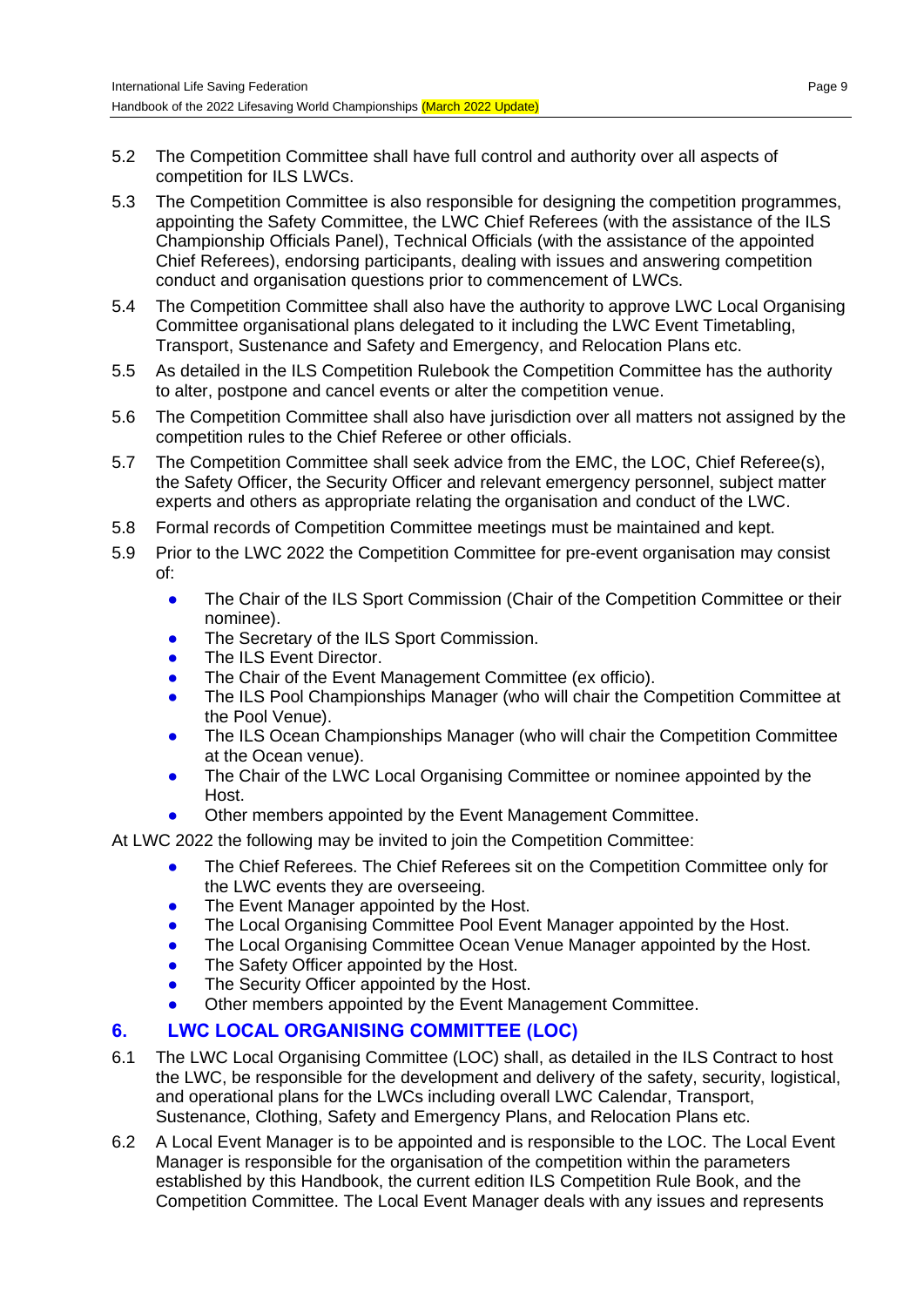5.2 The Competition Committee shall have full control and authority over all aspects of competition for ILS LWCs.

5.3 The Competition Committee is also responsible for designing the competition programmes, appointing the Safety Committee, the LWC Chief Referees (with the assistance of the ILS Championship Officials Panel), Technical Officials (with the assistance of the appointed Chief Referees), endorsing participants, dealing with issues and answering competition conduct and organisation questions prior to commencement of LWCs.

5.4 The Competition Committee shall also have the authority to approve LWC Local Organising Committee organisational plans delegated to it including the LWC Event Timetabling, Transport, Sustenance and Safety and Emergency, and Relocation Plans etc.

5.5 As detailed in the ILS Competition Rulebook the Competition Committee has the authority to alter, postpone and cancel events or alter the competition venue.

5.6 The Competition Committee shall also have jurisdiction over all matters not assigned by the competition rules to the Chief Referee or other officials.

5.7 The Competition Committee shall seek advice from the EMC, the LOC, Chief Referee(s), the Safety Officer, the Security Officer and relevant emergency personnel, subject matter experts and others as appropriate relating the organisation and conduct of the LWC.

5.8 Formal records of Competition Committee meetings must be maintained and kept.

5.9 Prior to the LWC 2022 the Competition Committee for pre-event organisation may consist of:

- The Chair of the ILS Sport Commission (Chair of the Competition Committee or their nominee).
- The Secretary of the ILS Sport Commission.
- The ILS Event Director.
- The Chair of the Event Management Committee (ex officio).
- The ILS Pool Championships Manager (who will chair the Competition Committee at the Pool Venue).
- The ILS Ocean Championships Manager (who will chair the Competition Committee at the Ocean venue).
- The Chair of the LWC Local Organising Committee or nominee appointed by the Host.
- Other members appointed by the Event Management Committee.

At LWC 2022 the following may be invited to join the Competition Committee:

- The Chief Referees. The Chief Referees sit on the Competition Committee only for the LWC events they are overseeing.
- The Event Manager appointed by the Host.
- The Local Organising Committee Pool Event Manager appointed by the Host.
- The Local Organising Committee Ocean Venue Manager appointed by the Host.
- The Safety Officer appointed by the Host.
- The Security Officer appointed by the Host.
- Other members appointed by the Event Management Committee.

## 6. LWC LOCAL ORGANISING COMMITTEE (LOC)

6.1 The LWC Local Organising Committee (LOC) shall, as detailed in the ILS Contract to host the LWC, be responsible for the development and delivery of the safety, security, logistical, and operational plans for the LWCs including overall LWC Calendar, Transport, Sustenance, Clothing, Safety and Emergency Plans, and Relocation Plans etc.

6.2 A Local Event Manager is to be appointed and is responsible to the LOC. The Local Event Manager is responsible for the organisation of the competition within the parameters established by this Handbook, the current edition ILS Competition Rule Book, and the Competition Committee. The Local Event Manager deals with any issues and represents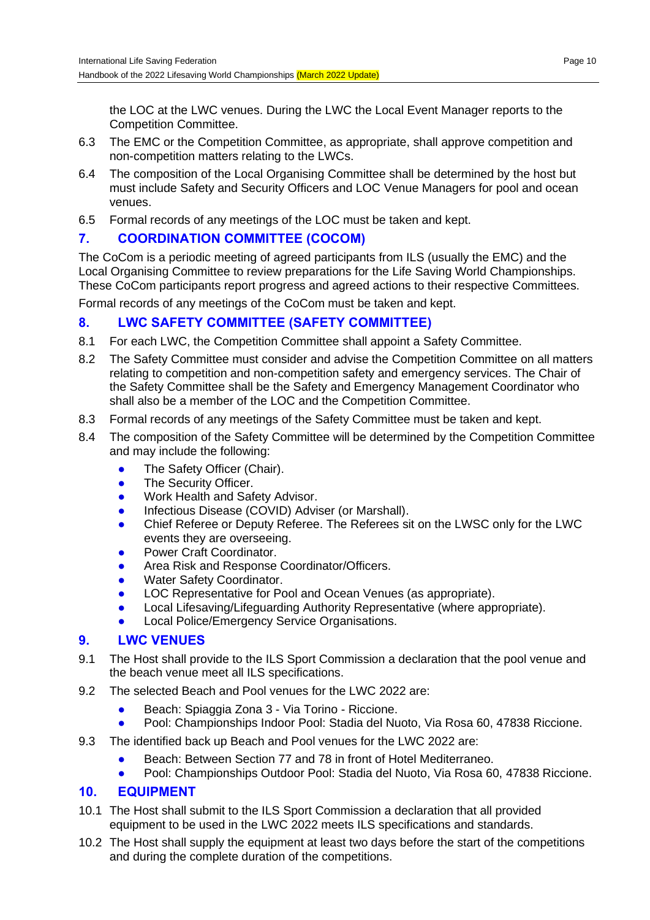the LOC at the LWC venues. During the LWC the Local Event Manager reports to the Competition Committee.

6.3 The EMC or the Competition Committee, as appropriate, shall approve competition and non-competition matters relating to the LWCs.

6.4 The composition of the Local Organising Committee shall be determined by the host but must include Safety and Security Officers and LOC Venue Managers for pool and ocean venues.

6.5 Formal records of any meetings of the LOC must be taken and kept.

## 7. COORDINATION COMMITTEE (COCOM)

The CoCom is a periodic meeting of agreed participants from ILS (usually the EMC) and the Local Organising Committee to review preparations for the Life Saving World Championships. These CoCom participants report progress and agreed actions to their respective Committees.

Formal records of any meetings of the CoCom must be taken and kept.

## 8. LWC SAFETY COMMITTEE (SAFETY COMMITTEE)

8.1 For each LWC, the Competition Committee shall appoint a Safety Committee.

8.2 The Safety Committee must consider and advise the Competition Committee on all matters relating to competition and non-competition safety and emergency services. The Chair of the Safety Committee shall be the Safety and Emergency Management Coordinator who shall also be a member of the LOC and the Competition Committee.

8.3 Formal records of any meetings of the Safety Committee must be taken and kept.

8.4 The composition of the Safety Committee will be determined by the Competition Committee and may include the following:

- The Safety Officer (Chair).
- The Security Officer.
- Work Health and Safety Advisor.
- Infectious Disease (COVID) Adviser (or Marshall).
- Chief Referee or Deputy Referee. The Referees sit on the LWSC only for the LWC events they are overseeing.
- Power Craft Coordinator.
- Area Risk and Response Coordinator/Officers.
- Water Safety Coordinator.
- LOC Representative for Pool and Ocean Venues (as appropriate).
- Local Lifesaving/Lifeguarding Authority Representative (where appropriate).
- Local Police/Emergency Service Organisations.

## 9. LWC VENUES

9.1 The Host shall provide to the ILS Sport Commission a declaration that the pool venue and the beach venue meet all ILS specifications.

9.2 The selected Beach and Pool venues for the LWC 2022 are:

- Beach: Spiaggia Zona 3 - Via Torino - Riccione.
- Pool: Championships Indoor Pool: Stadia del Nuoto, Via Rosa 60, 47838 Riccione.

9.3 The identified back up Beach and Pool venues for the LWC 2022 are:

- Beach: Between Section 77 and 78 in front of Hotel Mediterraneo.
- Pool: Championships Outdoor Pool: Stadia del Nuoto, Via Rosa 60, 47838 Riccione.

## 10. EQUIPMENT

10.1 The Host shall submit to the ILS Sport Commission a declaration that all provided equipment to be used in the LWC 2022 meets ILS specifications and standards.

10.2 The Host shall supply the equipment at least two days before the start of the competitions and during the complete duration of the competitions.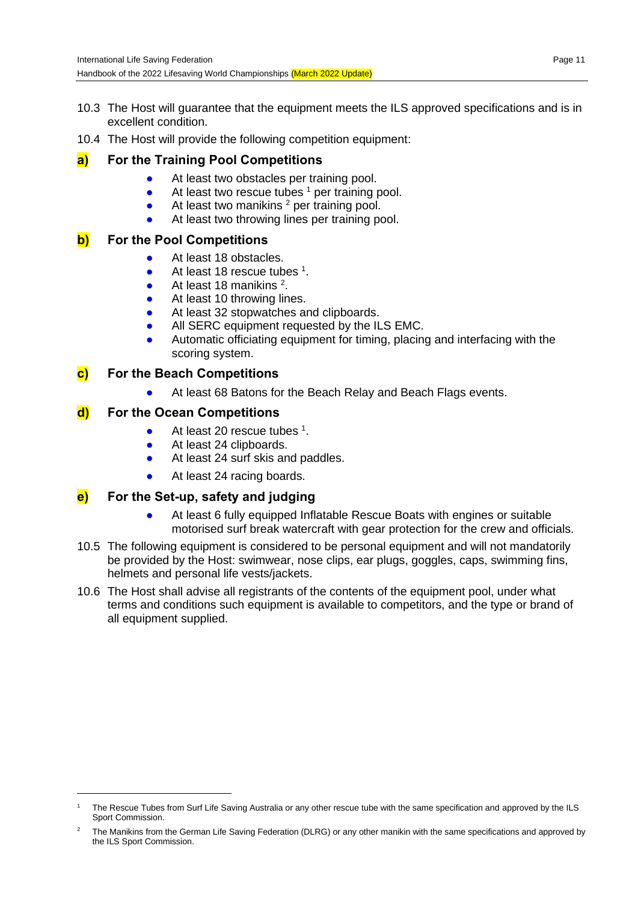10.3 The Host will guarantee that the equipment meets the ILS approved specifications and is in excellent condition.

10.4 The Host will provide the following competition equipment:

**a) For the Training Pool Competitions**

- At least two obstacles per training pool.
- At least two rescue tubes [1] per training pool.
- At least two manikins [2] per training pool.
- At least two throwing lines per training pool.

**b) For the Pool Competitions**

- At least 18 obstacles.
- At least 18 rescue tubes [1].
- At least 18 manikins [2].
- At least 10 throwing lines.
- At least 32 stopwatches and clipboards.
- All SERC equipment requested by the ILS EMC.
- Automatic officiating equipment for timing, placing and interfacing with the scoring system.

**c) For the Beach Competitions**

- At least 68 Batons for the Beach Relay and Beach Flags events.

**d) For the Ocean Competitions**

- At least 20 rescue tubes [1].
- At least 24 clipboards.
- At least 24 surf skis and paddles.
- At least 24 racing boards.

**e) For the Set-up, safety and judging**

- At least 6 fully equipped Inflatable Rescue Boats with engines or suitable motorised surf break watercraft with gear protection for the crew and officials.

10.5 The following equipment is considered to be personal equipment and will not mandatorily be provided by the Host: swimwear, nose clips, ear plugs, goggles, caps, swimming fins, helmets and personal life vests/jackets.

10.6 The Host shall advise all registrants of the contents of the equipment pool, under what terms and conditions such equipment is available to competitors, and the type or brand of all equipment supplied.

---

[1] The Rescue Tubes from Surf Life Saving Australia or any other rescue tube with the same specification and approved by the ILS Sport Commission.

[2] The Manikins from the German Life Saving Federation (DLRG) or any other manikin with the same specifications and approved by the ILS Sport Commission.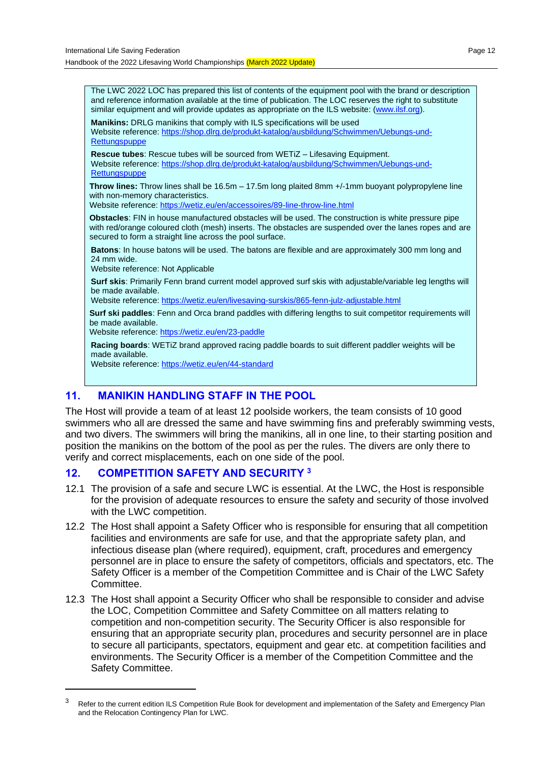The LWC 2022 LOC has prepared this list of contents of the equipment pool with the brand or description and reference information available at the time of publication. The LOC reserves the right to substitute similar equipment and will provide updates as appropriate on the ILS website: (www.ilsf.org).

**Manikins:** DRLG manikins that comply with ILS specifications will be used
Website reference: https://shop.dlrg.de/produkt-katalog/ausbildung/Schwimmen/Uebungs-und-Rettungspuppe

**Rescue tubes**: Rescue tubes will be sourced from WETiZ – Lifesaving Equipment.
Website reference: https://shop.dlrg.de/produkt-katalog/ausbildung/Schwimmen/Uebungs-und-Rettungspuppe

**Throw lines:** Throw lines shall be 16.5m – 17.5m long plaited 8mm +/-1mm buoyant polypropylene line with non-memory characteristics.
Website reference: https://wetiz.eu/en/accessoires/89-line-throw-line.html

**Obstacles**: FIN in house manufactured obstacles will be used. The construction is white pressure pipe with red/orange coloured cloth (mesh) inserts. The obstacles are suspended over the lanes ropes and are secured to form a straight line across the pool surface.

**Batons**: In house batons will be used. The batons are flexible and are approximately 300 mm long and 24 mm wide.
Website reference: Not Applicable

**Surf skis**: Primarily Fenn brand current model approved surf skis with adjustable/variable leg lengths will be made available.
Website reference: https://wetiz.eu/en/livesaving-surskis/865-fenn-julz-adjustable.html

**Surf ski paddles**: Fenn and Orca brand paddles with differing lengths to suit competitor requirements will be made available.
Website reference: https://wetiz.eu/en/23-paddle

**Racing boards**: WETiZ brand approved racing paddle boards to suit different paddler weights will be made available.
Website reference: https://wetiz.eu/en/44-standard

## 11. MANIKIN HANDLING STAFF IN THE POOL

The Host will provide a team of at least 12 poolside workers, the team consists of 10 good swimmers who all are dressed the same and have swimming fins and preferably swimming vests, and two divers. The swimmers will bring the manikins, all in one line, to their starting position and position the manikins on the bottom of the pool as per the rules. The divers are only there to verify and correct misplacements, each on one side of the pool.

## 12. COMPETITION SAFETY AND SECURITY [3]

12.1 The provision of a safe and secure LWC is essential. At the LWC, the Host is responsible for the provision of adequate resources to ensure the safety and security of those involved with the LWC competition.

12.2 The Host shall appoint a Safety Officer who is responsible for ensuring that all competition facilities and environments are safe for use, and that the appropriate safety plan, and infectious disease plan (where required), equipment, craft, procedures and emergency personnel are in place to ensure the safety of competitors, officials and spectators, etc. The Safety Officer is a member of the Competition Committee and is Chair of the LWC Safety Committee.

12.3 The Host shall appoint a Security Officer who shall be responsible to consider and advise the LOC, Competition Committee and Safety Committee on all matters relating to competition and non-competition security. The Security Officer is also responsible for ensuring that an appropriate security plan, procedures and security personnel are in place to secure all participants, spectators, equipment and gear etc. at competition facilities and environments. The Security Officer is a member of the Competition Committee and the Safety Committee.

---

[3] Refer to the current edition ILS Competition Rule Book for development and implementation of the Safety and Emergency Plan and the Relocation Contingency Plan for LWC.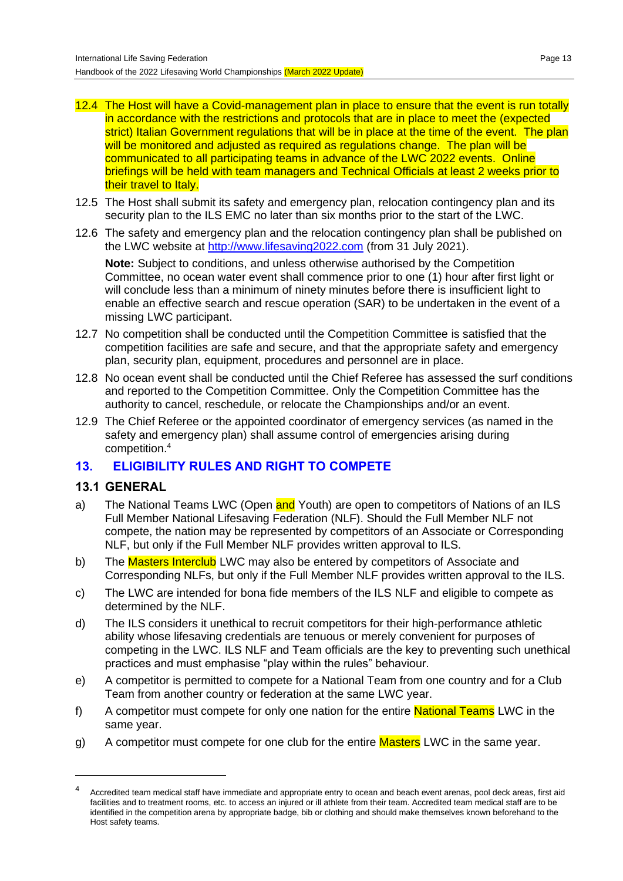12.4 The Host will have a Covid-management plan in place to ensure that the event is run totally in accordance with the restrictions and protocols that are in place to meet the (expected strict) Italian Government regulations that will be in place at the time of the event. The plan will be monitored and adjusted as required as regulations change. The plan will be communicated to all participating teams in advance of the LWC 2022 events. Online briefings will be held with team managers and Technical Officials at least 2 weeks prior to their travel to Italy.

12.5 The Host shall submit its safety and emergency plan, relocation contingency plan and its security plan to the ILS EMC no later than six months prior to the start of the LWC.

12.6 The safety and emergency plan and the relocation contingency plan shall be published on the LWC website at http://www.lifesaving2022.com (from 31 July 2021).

**Note:** Subject to conditions, and unless otherwise authorised by the Competition Committee, no ocean water event shall commence prior to one (1) hour after first light or will conclude less than a minimum of ninety minutes before there is insufficient light to enable an effective search and rescue operation (SAR) to be undertaken in the event of a missing LWC participant.

12.7 No competition shall be conducted until the Competition Committee is satisfied that the competition facilities are safe and secure, and that the appropriate safety and emergency plan, security plan, equipment, procedures and personnel are in place.

12.8 No ocean event shall be conducted until the Chief Referee has assessed the surf conditions and reported to the Competition Committee. Only the Competition Committee has the authority to cancel, reschedule, or relocate the Championships and/or an event.

12.9 The Chief Referee or the appointed coordinator of emergency services (as named in the safety and emergency plan) shall assume control of emergencies arising during competition.[4]

## 13. ELIGIBILITY RULES AND RIGHT TO COMPETE

### 13.1 GENERAL

a) The National Teams LWC (Open and Youth) are open to competitors of Nations of an ILS Full Member National Lifesaving Federation (NLF). Should the Full Member NLF not compete, the nation may be represented by competitors of an Associate or Corresponding NLF, but only if the Full Member NLF provides written approval to ILS.

b) The Masters Interclub LWC may also be entered by competitors of Associate and Corresponding NLFs, but only if the Full Member NLF provides written approval to the ILS.

c) The LWC are intended for bona fide members of the ILS NLF and eligible to compete as determined by the NLF.

d) The ILS considers it unethical to recruit competitors for their high-performance athletic ability whose lifesaving credentials are tenuous or merely convenient for purposes of competing in the LWC. ILS NLF and Team officials are the key to preventing such unethical practices and must emphasise "play within the rules" behaviour.

e) A competitor is permitted to compete for a National Team from one country and for a Club Team from another country or federation at the same LWC year.

f) A competitor must compete for only one nation for the entire National Teams LWC in the same year.

g) A competitor must compete for one club for the entire Masters LWC in the same year.

---

[4] Accredited team medical staff have immediate and appropriate entry to ocean and beach event arenas, pool deck areas, first aid facilities and to treatment rooms, etc. to access an injured or ill athlete from their team. Accredited team medical staff are to be identified in the competition arena by appropriate badge, bib or clothing and should make themselves known beforehand to the Host safety teams.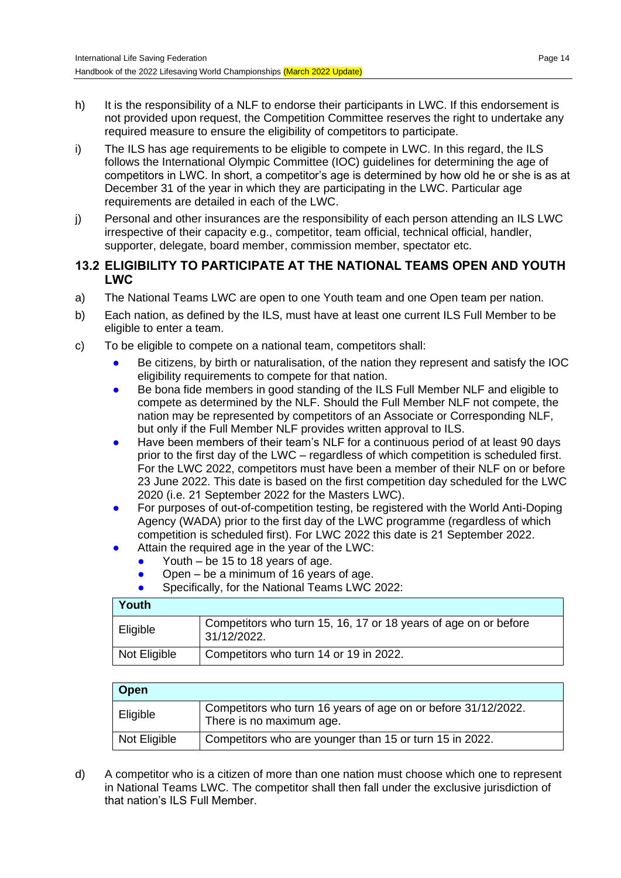h) It is the responsibility of a NLF to endorse their participants in LWC. If this endorsement is not provided upon request, the Competition Committee reserves the right to undertake any required measure to ensure the eligibility of competitors to participate.

i) The ILS has age requirements to be eligible to compete in LWC. In this regard, the ILS follows the International Olympic Committee (IOC) guidelines for determining the age of competitors in LWC. In short, a competitor's age is determined by how old he or she is as at December 31 of the year in which they are participating in the LWC. Particular age requirements are detailed in each of the LWC.

j) Personal and other insurances are the responsibility of each person attending an ILS LWC irrespective of their capacity e.g., competitor, team official, technical official, handler, supporter, delegate, board member, commission member, spectator etc.

## 13.2 ELIGIBILITY TO PARTICIPATE AT THE NATIONAL TEAMS OPEN AND YOUTH LWC

a) The National Teams LWC are open to one Youth team and one Open team per nation.

b) Each nation, as defined by the ILS, must have at least one current ILS Full Member to be eligible to enter a team.

c) To be eligible to compete on a national team, competitors shall:

- Be citizens, by birth or naturalisation, of the nation they represent and satisfy the IOC eligibility requirements to compete for that nation.
- Be bona fide members in good standing of the ILS Full Member NLF and eligible to compete as determined by the NLF. Should the Full Member NLF not compete, the nation may be represented by competitors of an Associate or Corresponding NLF, but only if the Full Member NLF provides written approval to ILS.
- Have been members of their team's NLF for a continuous period of at least 90 days prior to the first day of the LWC – regardless of which competition is scheduled first. For the LWC 2022, competitors must have been a member of their NLF on or before 23 June 2022. This date is based on the first competition day scheduled for the LWC 2020 (i.e. 21 September 2022 for the Masters LWC).
- For purposes of out-of-competition testing, be registered with the World Anti-Doping Agency (WADA) prior to the first day of the LWC programme (regardless of which competition is scheduled first). For LWC 2022 this date is 21 September 2022.
- Attain the required age in the year of the LWC:
  - Youth – be 15 to 18 years of age.
  - Open – be a minimum of 16 years of age.
  - Specifically, for the National Teams LWC 2022:

| Youth | |
|---|---|
| Eligible | Competitors who turn 15, 16, 17 or 18 years of age on or before 31/12/2022. |
| Not Eligible | Competitors who turn 14 or 19 in 2022. |

| Open | |
|---|---|
| Eligible | Competitors who turn 16 years of age on or before 31/12/2022. There is no maximum age. |
| Not Eligible | Competitors who are younger than 15 or turn 15 in 2022. |

d) A competitor who is a citizen of more than one nation must choose which one to represent in National Teams LWC. The competitor shall then fall under the exclusive jurisdiction of that nation's ILS Full Member.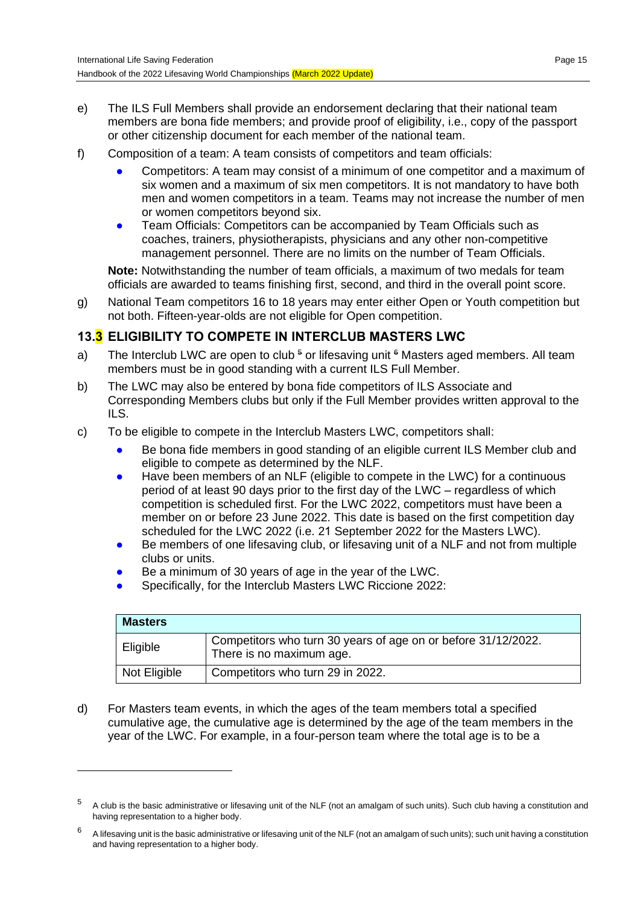e) The ILS Full Members shall provide an endorsement declaring that their national team members are bona fide members; and provide proof of eligibility, i.e., copy of the passport or other citizenship document for each member of the national team.

f) Composition of a team: A team consists of competitors and team officials:

- Competitors: A team may consist of a minimum of one competitor and a maximum of six women and a maximum of six men competitors. It is not mandatory to have both men and women competitors in a team. Teams may not increase the number of men or women competitors beyond six.
- Team Officials: Competitors can be accompanied by Team Officials such as coaches, trainers, physiotherapists, physicians and any other non-competitive management personnel. There are no limits on the number of Team Officials.

**Note:** Notwithstanding the number of team officials, a maximum of two medals for team officials are awarded to teams finishing first, second, and third in the overall point score.

g) National Team competitors 16 to 18 years may enter either Open or Youth competition but not both. Fifteen-year-olds are not eligible for Open competition.

## 13.3 ELIGIBILITY TO COMPETE IN INTERCLUB MASTERS LWC

a) The Interclub LWC are open to club [5] or lifesaving unit [6] Masters aged members. All team members must be in good standing with a current ILS Full Member.

b) The LWC may also be entered by bona fide competitors of ILS Associate and Corresponding Members clubs but only if the Full Member provides written approval to the ILS.

c) To be eligible to compete in the Interclub Masters LWC, competitors shall:

- Be bona fide members in good standing of an eligible current ILS Member club and eligible to compete as determined by the NLF.
- Have been members of an NLF (eligible to compete in the LWC) for a continuous period of at least 90 days prior to the first day of the LWC – regardless of which competition is scheduled first. For the LWC 2022, competitors must have been a member on or before 23 June 2022. This date is based on the first competition day scheduled for the LWC 2022 (i.e. 21 September 2022 for the Masters LWC).
- Be members of one lifesaving club, or lifesaving unit of a NLF and not from multiple clubs or units.
- Be a minimum of 30 years of age in the year of the LWC.
- Specifically, for the Interclub Masters LWC Riccione 2022:

| Masters | |
|---|---|
| Eligible | Competitors who turn 30 years of age on or before 31/12/2022. There is no maximum age. |
| Not Eligible | Competitors who turn 29 in 2022. |

d) For Masters team events, in which the ages of the team members total a specified cumulative age, the cumulative age is determined by the age of the team members in the year of the LWC. For example, in a four-person team where the total age is to be a

[5] A club is the basic administrative or lifesaving unit of the NLF (not an amalgam of such units). Such club having a constitution and having representation to a higher body.

[6] A lifesaving unit is the basic administrative or lifesaving unit of the NLF (not an amalgam of such units); such unit having a constitution and having representation to a higher body.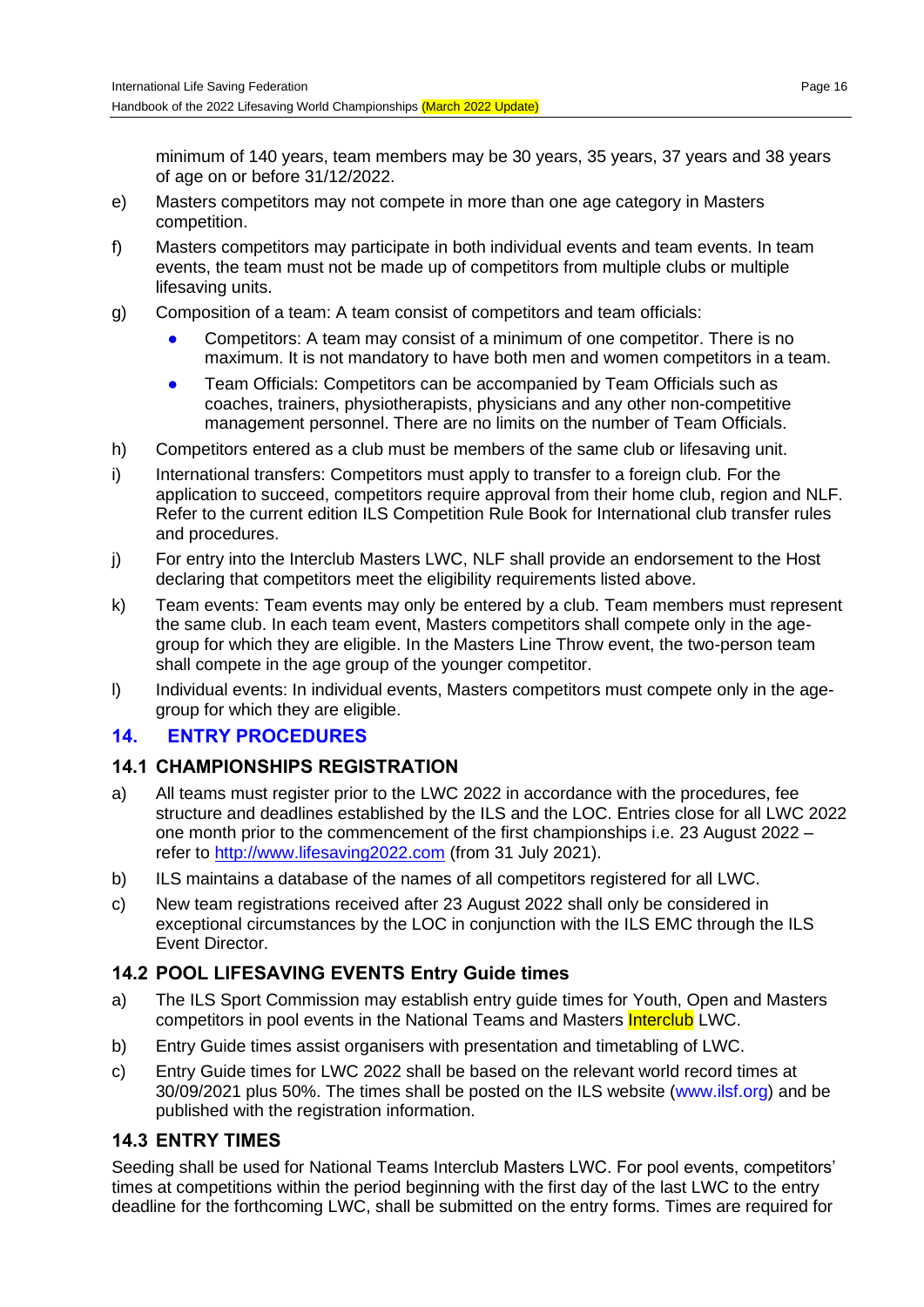minimum of 140 years, team members may be 30 years, 35 years, 37 years and 38 years of age on or before 31/12/2022.

e) Masters competitors may not compete in more than one age category in Masters competition.

f) Masters competitors may participate in both individual events and team events. In team events, the team must not be made up of competitors from multiple clubs or multiple lifesaving units.

g) Composition of a team: A team consist of competitors and team officials:

- Competitors: A team may consist of a minimum of one competitor. There is no maximum. It is not mandatory to have both men and women competitors in a team.
- Team Officials: Competitors can be accompanied by Team Officials such as coaches, trainers, physiotherapists, physicians and any other non-competitive management personnel. There are no limits on the number of Team Officials.

h) Competitors entered as a club must be members of the same club or lifesaving unit.

i) International transfers: Competitors must apply to transfer to a foreign club. For the application to succeed, competitors require approval from their home club, region and NLF. Refer to the current edition ILS Competition Rule Book for International club transfer rules and procedures.

j) For entry into the Interclub Masters LWC, NLF shall provide an endorsement to the Host declaring that competitors meet the eligibility requirements listed above.

k) Team events: Team events may only be entered by a club. Team members must represent the same club. In each team event, Masters competitors shall compete only in the age-group for which they are eligible. In the Masters Line Throw event, the two-person team shall compete in the age group of the younger competitor.

l) Individual events: In individual events, Masters competitors must compete only in the age-group for which they are eligible.

## 14. ENTRY PROCEDURES

### 14.1 CHAMPIONSHIPS REGISTRATION

a) All teams must register prior to the LWC 2022 in accordance with the procedures, fee structure and deadlines established by the ILS and the LOC. Entries close for all LWC 2022 one month prior to the commencement of the first championships i.e. 23 August 2022 – refer to http://www.lifesaving2022.com (from 31 July 2021).

b) ILS maintains a database of the names of all competitors registered for all LWC.

c) New team registrations received after 23 August 2022 shall only be considered in exceptional circumstances by the LOC in conjunction with the ILS EMC through the ILS Event Director.

### 14.2 POOL LIFESAVING EVENTS Entry Guide times

a) The ILS Sport Commission may establish entry guide times for Youth, Open and Masters competitors in pool events in the National Teams and Masters Interclub LWC.

b) Entry Guide times assist organisers with presentation and timetabling of LWC.

c) Entry Guide times for LWC 2022 shall be based on the relevant world record times at 30/09/2021 plus 50%. The times shall be posted on the ILS website (www.ilsf.org) and be published with the registration information.

### 14.3 ENTRY TIMES

Seeding shall be used for National Teams Interclub Masters LWC. For pool events, competitors' times at competitions within the period beginning with the first day of the last LWC to the entry deadline for the forthcoming LWC, shall be submitted on the entry forms. Times are required for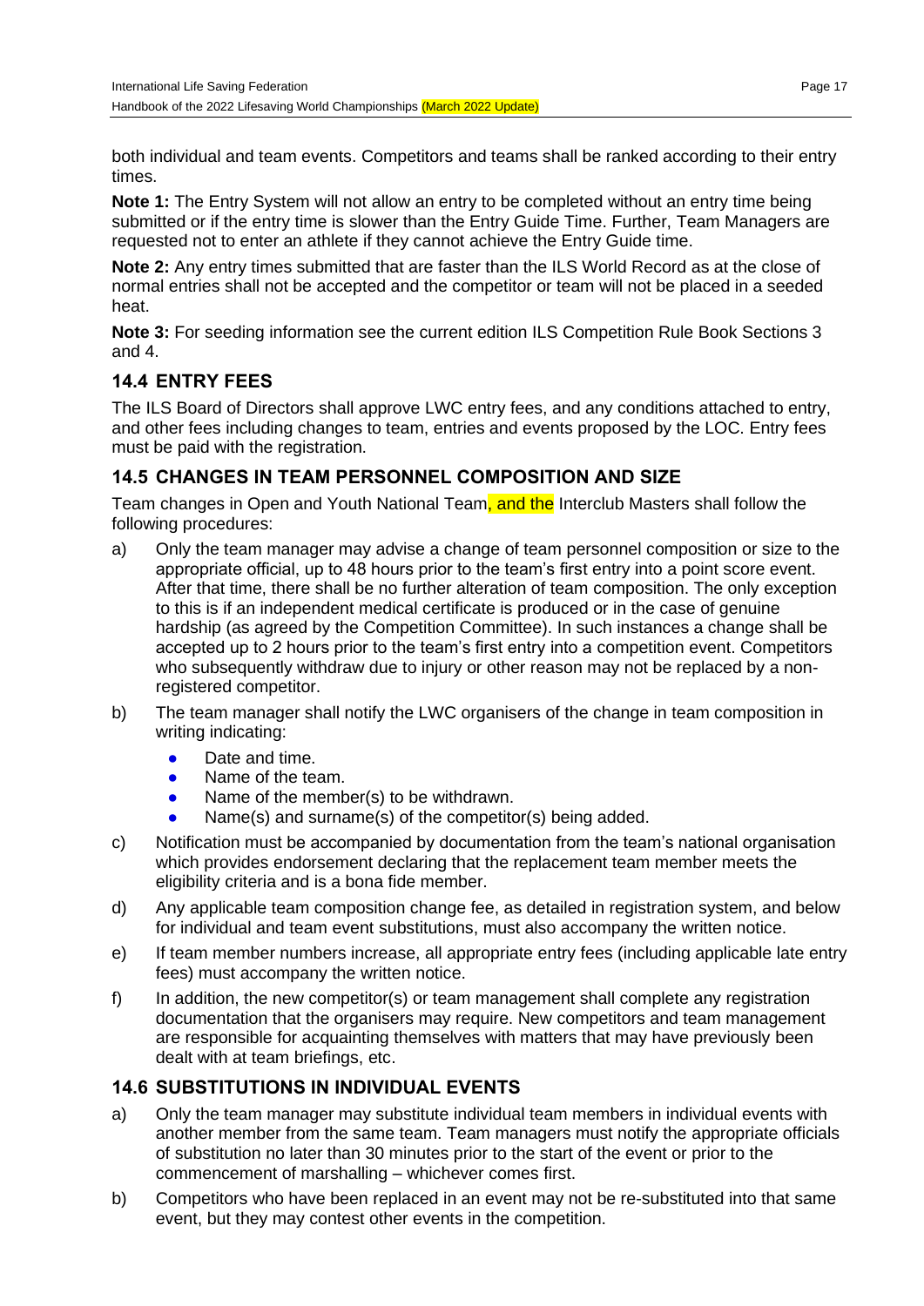both individual and team events. Competitors and teams shall be ranked according to their entry times.

**Note 1:** The Entry System will not allow an entry to be completed without an entry time being submitted or if the entry time is slower than the Entry Guide Time. Further, Team Managers are requested not to enter an athlete if they cannot achieve the Entry Guide time.

**Note 2:** Any entry times submitted that are faster than the ILS World Record as at the close of normal entries shall not be accepted and the competitor or team will not be placed in a seeded heat.

**Note 3:** For seeding information see the current edition ILS Competition Rule Book Sections 3 and 4.

## 14.4 ENTRY FEES

The ILS Board of Directors shall approve LWC entry fees, and any conditions attached to entry, and other fees including changes to team, entries and events proposed by the LOC. Entry fees must be paid with the registration.

## 14.5 CHANGES IN TEAM PERSONNEL COMPOSITION AND SIZE

Team changes in Open and Youth National Team, and the Interclub Masters shall follow the following procedures:

a) Only the team manager may advise a change of team personnel composition or size to the appropriate official, up to 48 hours prior to the team's first entry into a point score event. After that time, there shall be no further alteration of team composition. The only exception to this is if an independent medical certificate is produced or in the case of genuine hardship (as agreed by the Competition Committee). In such instances a change shall be accepted up to 2 hours prior to the team's first entry into a competition event. Competitors who subsequently withdraw due to injury or other reason may not be replaced by a non-registered competitor.

b) The team manager shall notify the LWC organisers of the change in team composition in writing indicating:
   - Date and time.
   - Name of the team.
   - Name of the member(s) to be withdrawn.
   - Name(s) and surname(s) of the competitor(s) being added.

c) Notification must be accompanied by documentation from the team's national organisation which provides endorsement declaring that the replacement team member meets the eligibility criteria and is a bona fide member.

d) Any applicable team composition change fee, as detailed in registration system, and below for individual and team event substitutions, must also accompany the written notice.

e) If team member numbers increase, all appropriate entry fees (including applicable late entry fees) must accompany the written notice.

f) In addition, the new competitor(s) or team management shall complete any registration documentation that the organisers may require. New competitors and team management are responsible for acquainting themselves with matters that may have previously been dealt with at team briefings, etc.

## 14.6 SUBSTITUTIONS IN INDIVIDUAL EVENTS

a) Only the team manager may substitute individual team members in individual events with another member from the same team. Team managers must notify the appropriate officials of substitution no later than 30 minutes prior to the start of the event or prior to the commencement of marshalling – whichever comes first.

b) Competitors who have been replaced in an event may not be re-substituted into that same event, but they may contest other events in the competition.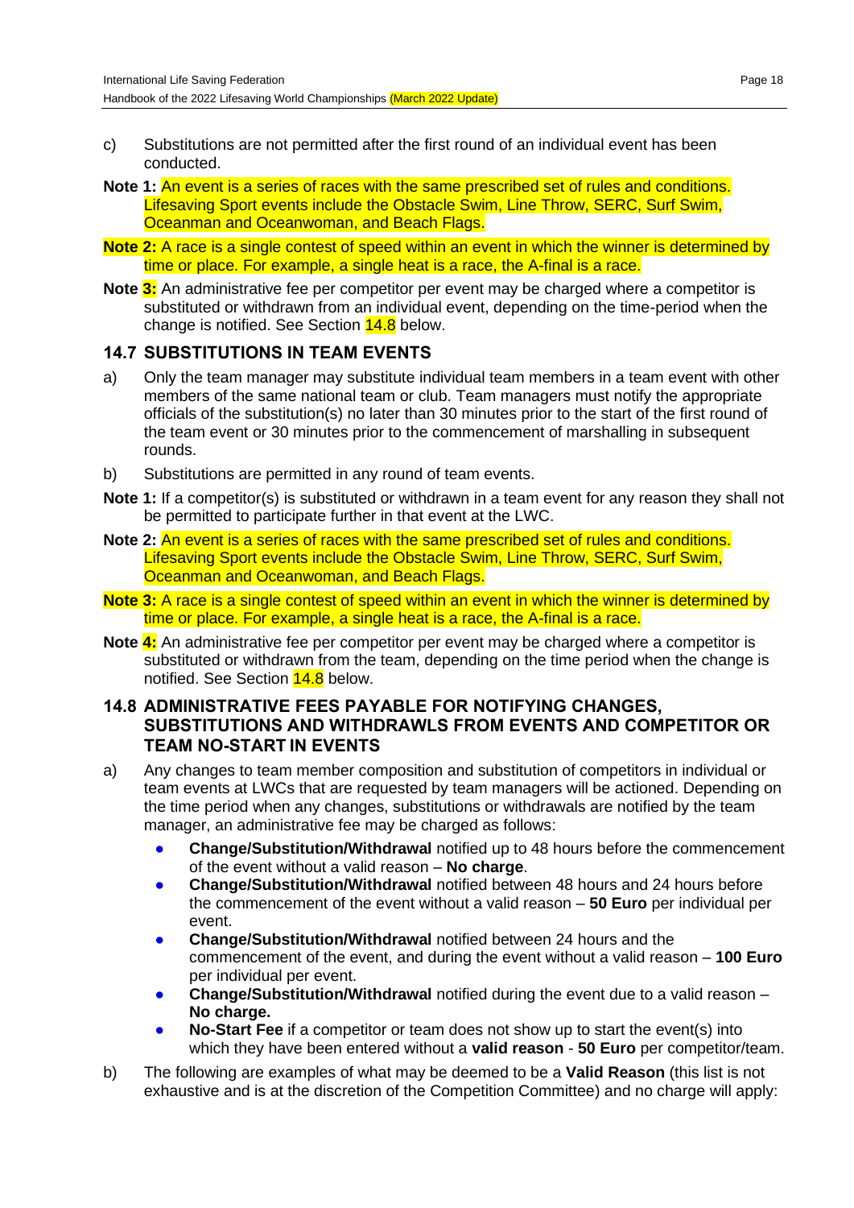c) Substitutions are not permitted after the first round of an individual event has been conducted.

**Note 1:** An event is a series of races with the same prescribed set of rules and conditions. Lifesaving Sport events include the Obstacle Swim, Line Throw, SERC, Surf Swim, Oceanman and Oceanwoman, and Beach Flags.

**Note 2:** A race is a single contest of speed within an event in which the winner is determined by time or place. For example, a single heat is a race, the A-final is a race.

**Note 3:** An administrative fee per competitor per event may be charged where a competitor is substituted or withdrawn from an individual event, depending on the time-period when the change is notified. See Section 14.8 below.

## 14.7 SUBSTITUTIONS IN TEAM EVENTS

a) Only the team manager may substitute individual team members in a team event with other members of the same national team or club. Team managers must notify the appropriate officials of the substitution(s) no later than 30 minutes prior to the start of the first round of the team event or 30 minutes prior to the commencement of marshalling in subsequent rounds.

b) Substitutions are permitted in any round of team events.

**Note 1:** If a competitor(s) is substituted or withdrawn in a team event for any reason they shall not be permitted to participate further in that event at the LWC.

**Note 2:** An event is a series of races with the same prescribed set of rules and conditions. Lifesaving Sport events include the Obstacle Swim, Line Throw, SERC, Surf Swim, Oceanman and Oceanwoman, and Beach Flags.

**Note 3:** A race is a single contest of speed within an event in which the winner is determined by time or place. For example, a single heat is a race, the A-final is a race.

**Note 4:** An administrative fee per competitor per event may be charged where a competitor is substituted or withdrawn from the team, depending on the time period when the change is notified. See Section 14.8 below.

## 14.8 ADMINISTRATIVE FEES PAYABLE FOR NOTIFYING CHANGES, SUBSTITUTIONS AND WITHDRAWLS FROM EVENTS AND COMPETITOR OR TEAM NO-START IN EVENTS

a) Any changes to team member composition and substitution of competitors in individual or team events at LWCs that are requested by team managers will be actioned. Depending on the time period when any changes, substitutions or withdrawals are notified by the team manager, an administrative fee may be charged as follows:

- **Change/Substitution/Withdrawal** notified up to 48 hours before the commencement of the event without a valid reason – **No charge**.
- **Change/Substitution/Withdrawal** notified between 48 hours and 24 hours before the commencement of the event without a valid reason – **50 Euro** per individual per event.
- **Change/Substitution/Withdrawal** notified between 24 hours and the commencement of the event, and during the event without a valid reason – **100 Euro** per individual per event.
- **Change/Substitution/Withdrawal** notified during the event due to a valid reason – **No charge.**
- **No-Start Fee** if a competitor or team does not show up to start the event(s) into which they have been entered without a **valid reason** - **50 Euro** per competitor/team.

b) The following are examples of what may be deemed to be a **Valid Reason** (this list is not exhaustive and is at the discretion of the Competition Committee) and no charge will apply: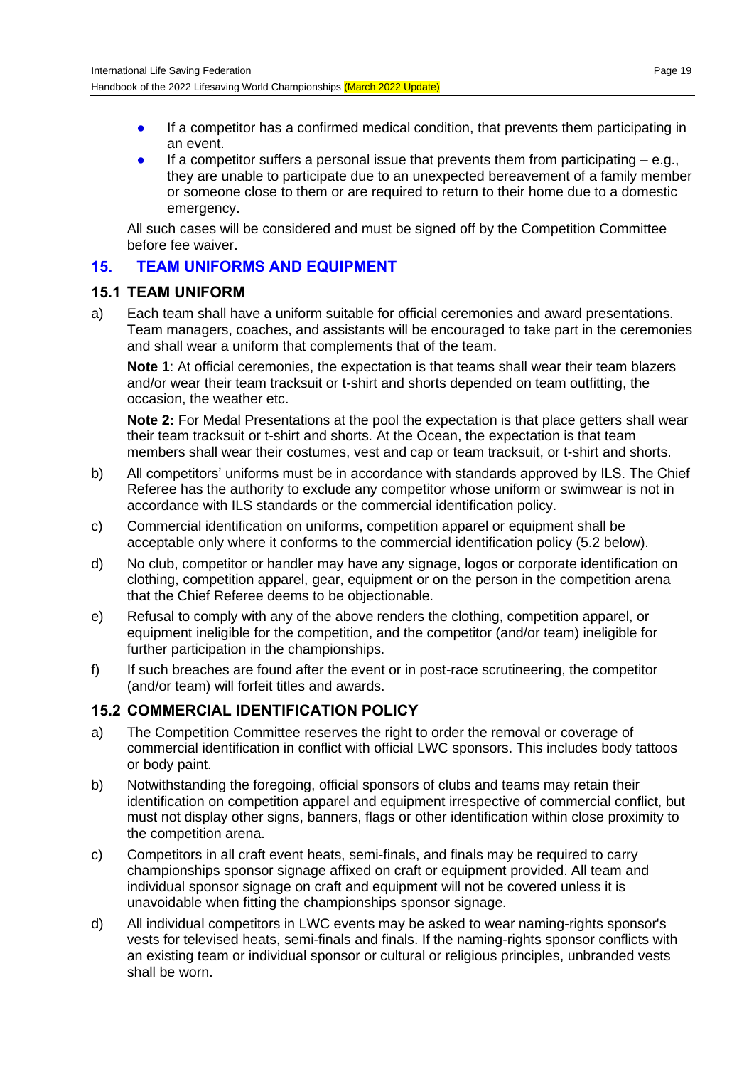- If a competitor has a confirmed medical condition, that prevents them participating in an event.
- If a competitor suffers a personal issue that prevents them from participating – e.g., they are unable to participate due to an unexpected bereavement of a family member or someone close to them or are required to return to their home due to a domestic emergency.

All such cases will be considered and must be signed off by the Competition Committee before fee waiver.

## 15. TEAM UNIFORMS AND EQUIPMENT

### 15.1 TEAM UNIFORM

a) Each team shall have a uniform suitable for official ceremonies and award presentations. Team managers, coaches, and assistants will be encouraged to take part in the ceremonies and shall wear a uniform that complements that of the team.

**Note 1**: At official ceremonies, the expectation is that teams shall wear their team blazers and/or wear their team tracksuit or t-shirt and shorts depended on team outfitting, the occasion, the weather etc.

**Note 2:** For Medal Presentations at the pool the expectation is that place getters shall wear their team tracksuit or t-shirt and shorts. At the Ocean, the expectation is that team members shall wear their costumes, vest and cap or team tracksuit, or t-shirt and shorts.

b) All competitors' uniforms must be in accordance with standards approved by ILS. The Chief Referee has the authority to exclude any competitor whose uniform or swimwear is not in accordance with ILS standards or the commercial identification policy.

c) Commercial identification on uniforms, competition apparel or equipment shall be acceptable only where it conforms to the commercial identification policy (5.2 below).

d) No club, competitor or handler may have any signage, logos or corporate identification on clothing, competition apparel, gear, equipment or on the person in the competition arena that the Chief Referee deems to be objectionable.

e) Refusal to comply with any of the above renders the clothing, competition apparel, or equipment ineligible for the competition, and the competitor (and/or team) ineligible for further participation in the championships.

f) If such breaches are found after the event or in post-race scrutineering, the competitor (and/or team) will forfeit titles and awards.

### 15.2 COMMERCIAL IDENTIFICATION POLICY

a) The Competition Committee reserves the right to order the removal or coverage of commercial identification in conflict with official LWC sponsors. This includes body tattoos or body paint.

b) Notwithstanding the foregoing, official sponsors of clubs and teams may retain their identification on competition apparel and equipment irrespective of commercial conflict, but must not display other signs, banners, flags or other identification within close proximity to the competition arena.

c) Competitors in all craft event heats, semi-finals, and finals may be required to carry championships sponsor signage affixed on craft or equipment provided. All team and individual sponsor signage on craft and equipment will not be covered unless it is unavoidable when fitting the championships sponsor signage.

d) All individual competitors in LWC events may be asked to wear naming-rights sponsor's vests for televised heats, semi-finals and finals. If the naming-rights sponsor conflicts with an existing team or individual sponsor or cultural or religious principles, unbranded vests shall be worn.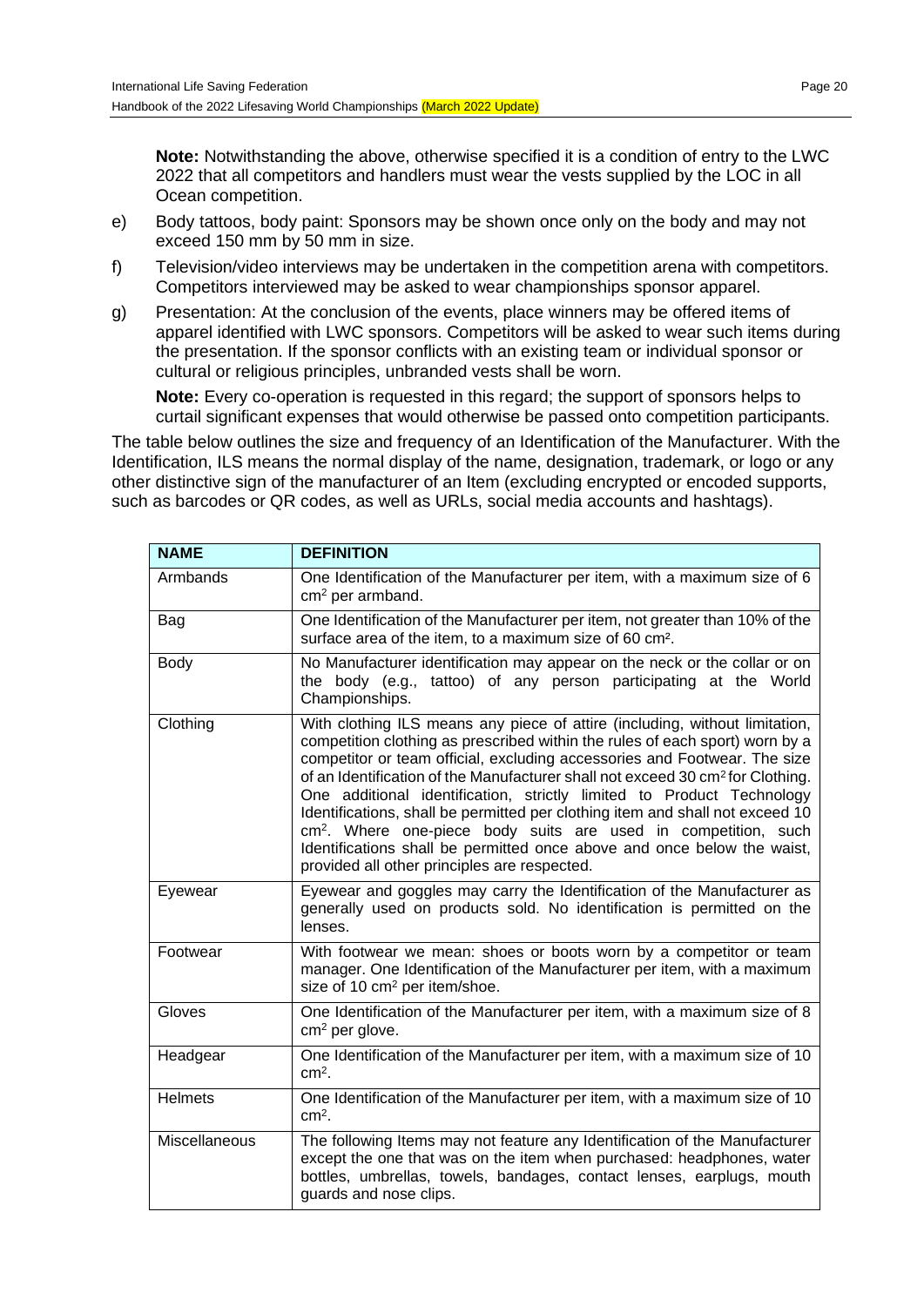**Note:** Notwithstanding the above, otherwise specified it is a condition of entry to the LWC 2022 that all competitors and handlers must wear the vests supplied by the LOC in all Ocean competition.

e) Body tattoos, body paint: Sponsors may be shown once only on the body and may not exceed 150 mm by 50 mm in size.

f) Television/video interviews may be undertaken in the competition arena with competitors. Competitors interviewed may be asked to wear championships sponsor apparel.

g) Presentation: At the conclusion of the events, place winners may be offered items of apparel identified with LWC sponsors. Competitors will be asked to wear such items during the presentation. If the sponsor conflicts with an existing team or individual sponsor or cultural or religious principles, unbranded vests shall be worn.

**Note:** Every co-operation is requested in this regard; the support of sponsors helps to curtail significant expenses that would otherwise be passed onto competition participants.

The table below outlines the size and frequency of an Identification of the Manufacturer. With the Identification, ILS means the normal display of the name, designation, trademark, or logo or any other distinctive sign of the manufacturer of an Item (excluding encrypted or encoded supports, such as barcodes or QR codes, as well as URLs, social media accounts and hashtags).

| NAME | DEFINITION |
|---|---|
| Armbands | One Identification of the Manufacturer per item, with a maximum size of 6 $cm^2$ per armband. |
| Bag | One Identification of the Manufacturer per item, not greater than 10% of the surface area of the item, to a maximum size of 60 $cm^2$. |
| Body | No Manufacturer identification may appear on the neck or the collar or on the body (e.g., tattoo) of any person participating at the World Championships. |
| Clothing | With clothing ILS means any piece of attire (including, without limitation, competition clothing as prescribed within the rules of each sport) worn by a competitor or team official, excluding accessories and Footwear. The size of an Identification of the Manufacturer shall not exceed 30 $cm^2$ for Clothing. One additional identification, strictly limited to Product Technology Identifications, shall be permitted per clothing item and shall not exceed 10 $cm^2$. Where one-piece body suits are used in competition, such Identifications shall be permitted once above and once below the waist, provided all other principles are respected. |
| Eyewear | Eyewear and goggles may carry the Identification of the Manufacturer as generally used on products sold. No identification is permitted on the lenses. |
| Footwear | With footwear we mean: shoes or boots worn by a competitor or team manager. One Identification of the Manufacturer per item, with a maximum size of 10 $cm^2$ per item/shoe. |
| Gloves | One Identification of the Manufacturer per item, with a maximum size of 8 $cm^2$ per glove. |
| Headgear | One Identification of the Manufacturer per item, with a maximum size of 10 $cm^2$. |
| Helmets | One Identification of the Manufacturer per item, with a maximum size of 10 $cm^2$. |
| Miscellaneous | The following Items may not feature any Identification of the Manufacturer except the one that was on the item when purchased: headphones, water bottles, umbrellas, towels, bandages, contact lenses, earplugs, mouth guards and nose clips. |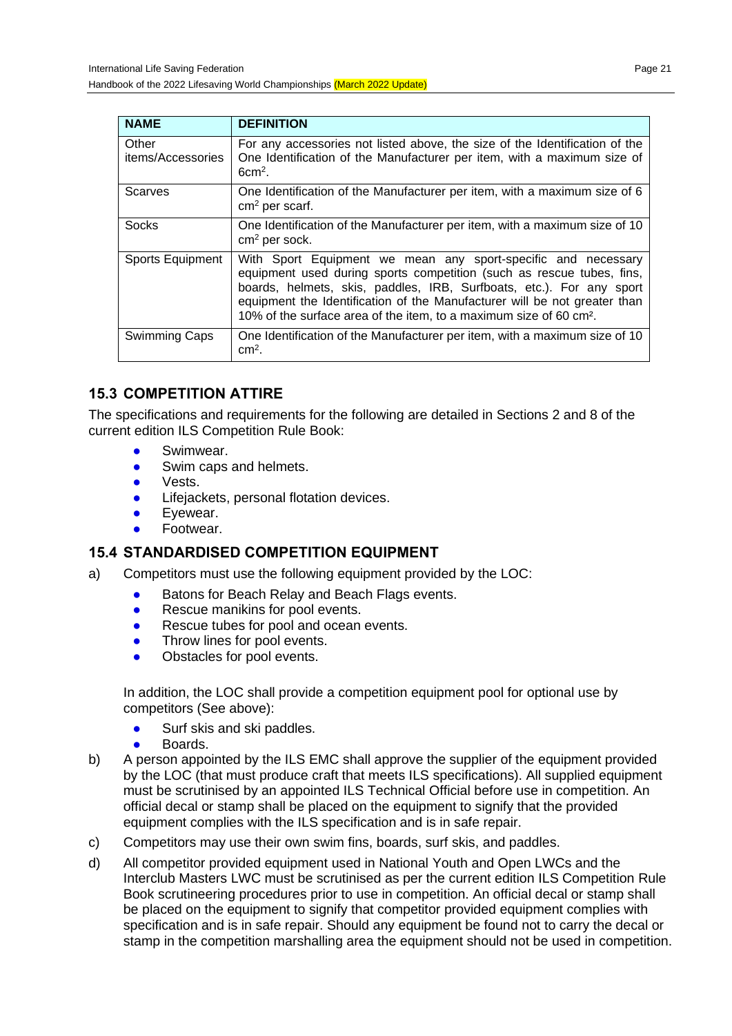| NAME | DEFINITION |
|---|---|
| Other items/Accessories | For any accessories not listed above, the size of the Identification of the One Identification of the Manufacturer per item, with a maximum size of 6cm$^2$. |
| Scarves | One Identification of the Manufacturer per item, with a maximum size of 6 cm$^2$ per scarf. |
| Socks | One Identification of the Manufacturer per item, with a maximum size of 10 cm$^2$ per sock. |
| Sports Equipment | With Sport Equipment we mean any sport-specific and necessary equipment used during sports competition (such as rescue tubes, fins, boards, helmets, skis, paddles, IRB, Surfboats, etc.). For any sport equipment the Identification of the Manufacturer will be not greater than 10% of the surface area of the item, to a maximum size of 60 cm$^2$. |
| Swimming Caps | One Identification of the Manufacturer per item, with a maximum size of 10 cm$^2$. |

## 15.3 COMPETITION ATTIRE

The specifications and requirements for the following are detailed in Sections 2 and 8 of the current edition ILS Competition Rule Book:

- Swimwear.
- Swim caps and helmets.
- Vests.
- Lifejackets, personal flotation devices.
- Eyewear.
- Footwear.

## 15.4 STANDARDISED COMPETITION EQUIPMENT

a) Competitors must use the following equipment provided by the LOC:

- Batons for Beach Relay and Beach Flags events.
- Rescue manikins for pool events.
- Rescue tubes for pool and ocean events.
- Throw lines for pool events.
- Obstacles for pool events.

In addition, the LOC shall provide a competition equipment pool for optional use by competitors (See above):

- Surf skis and ski paddles.
- Boards.

b) A person appointed by the ILS EMC shall approve the supplier of the equipment provided by the LOC (that must produce craft that meets ILS specifications). All supplied equipment must be scrutinised by an appointed ILS Technical Official before use in competition. An official decal or stamp shall be placed on the equipment to signify that the provided equipment complies with the ILS specification and is in safe repair.

c) Competitors may use their own swim fins, boards, surf skis, and paddles.

d) All competitor provided equipment used in National Youth and Open LWCs and the Interclub Masters LWC must be scrutinised as per the current edition ILS Competition Rule Book scrutineering procedures prior to use in competition. An official decal or stamp shall be placed on the equipment to signify that competitor provided equipment complies with specification and is in safe repair. Should any equipment be found not to carry the decal or stamp in the competition marshalling area the equipment should not be used in competition.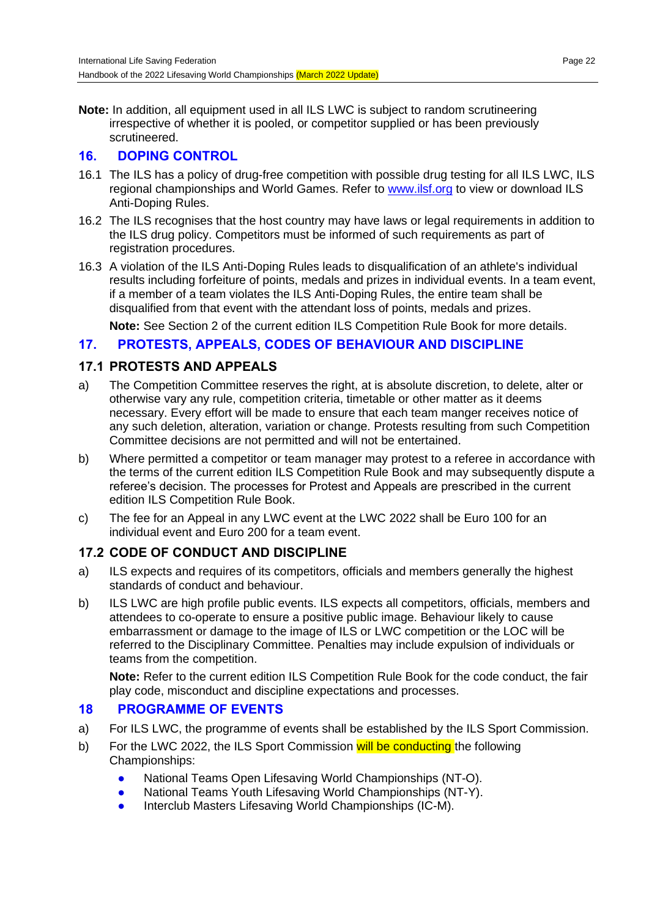**Note:** In addition, all equipment used in all ILS LWC is subject to random scrutineering irrespective of whether it is pooled, or competitor supplied or has been previously scrutineered.

## 16. DOPING CONTROL

16.1 The ILS has a policy of drug-free competition with possible drug testing for all ILS LWC, ILS regional championships and World Games. Refer to www.ilsf.org to view or download ILS Anti-Doping Rules.

16.2 The ILS recognises that the host country may have laws or legal requirements in addition to the ILS drug policy. Competitors must be informed of such requirements as part of registration procedures.

16.3 A violation of the ILS Anti-Doping Rules leads to disqualification of an athlete's individual results including forfeiture of points, medals and prizes in individual events. In a team event, if a member of a team violates the ILS Anti-Doping Rules, the entire team shall be disqualified from that event with the attendant loss of points, medals and prizes.

**Note:** See Section 2 of the current edition ILS Competition Rule Book for more details.

## 17. PROTESTS, APPEALS, CODES OF BEHAVIOUR AND DISCIPLINE

### 17.1 PROTESTS AND APPEALS

a) The Competition Committee reserves the right, at is absolute discretion, to delete, alter or otherwise vary any rule, competition criteria, timetable or other matter as it deems necessary. Every effort will be made to ensure that each team manger receives notice of any such deletion, alteration, variation or change. Protests resulting from such Competition Committee decisions are not permitted and will not be entertained.

b) Where permitted a competitor or team manager may protest to a referee in accordance with the terms of the current edition ILS Competition Rule Book and may subsequently dispute a referee's decision. The processes for Protest and Appeals are prescribed in the current edition ILS Competition Rule Book.

c) The fee for an Appeal in any LWC event at the LWC 2022 shall be Euro 100 for an individual event and Euro 200 for a team event.

### 17.2 CODE OF CONDUCT AND DISCIPLINE

a) ILS expects and requires of its competitors, officials and members generally the highest standards of conduct and behaviour.

b) ILS LWC are high profile public events. ILS expects all competitors, officials, members and attendees to co-operate to ensure a positive public image. Behaviour likely to cause embarrassment or damage to the image of ILS or LWC competition or the LOC will be referred to the Disciplinary Committee. Penalties may include expulsion of individuals or teams from the competition.

**Note:** Refer to the current edition ILS Competition Rule Book for the code conduct, the fair play code, misconduct and discipline expectations and processes.

## 18 PROGRAMME OF EVENTS

a) For ILS LWC, the programme of events shall be established by the ILS Sport Commission.

b) For the LWC 2022, the ILS Sport Commission will be conducting the following Championships:

- National Teams Open Lifesaving World Championships (NT-O).
- National Teams Youth Lifesaving World Championships (NT-Y).
- Interclub Masters Lifesaving World Championships (IC-M).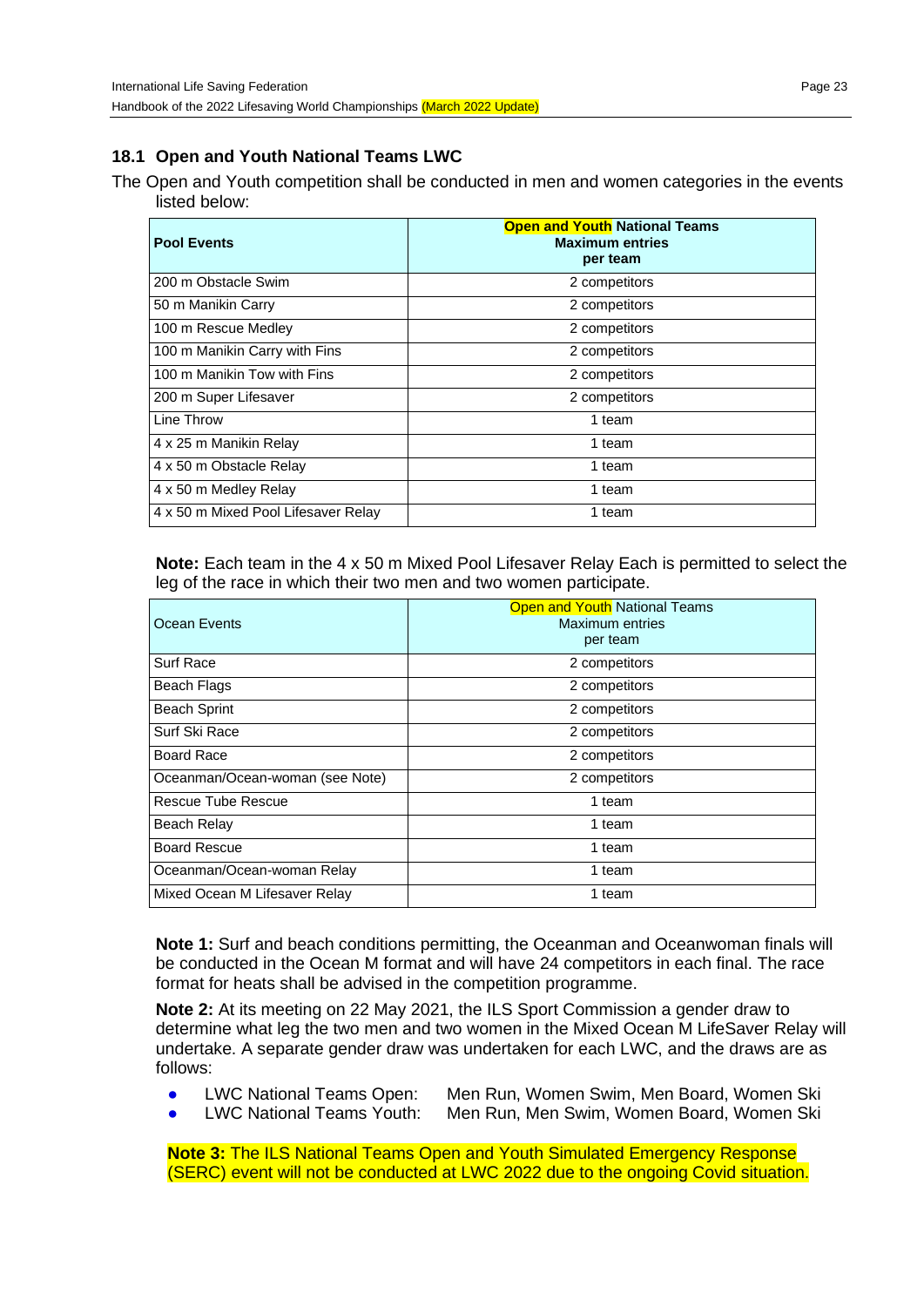### 18.1 Open and Youth National Teams LWC

The Open and Youth competition shall be conducted in men and women categories in the events listed below:

| **Pool Events** | **Open and Youth National Teams Maximum entries per team** |
|---|---|
| 200 m Obstacle Swim | 2 competitors |
| 50 m Manikin Carry | 2 competitors |
| 100 m Rescue Medley | 2 competitors |
| 100 m Manikin Carry with Fins | 2 competitors |
| 100 m Manikin Tow with Fins | 2 competitors |
| 200 m Super Lifesaver | 2 competitors |
| Line Throw | 1 team |
| 4 x 25 m Manikin Relay | 1 team |
| 4 x 50 m Obstacle Relay | 1 team |
| 4 x 50 m Medley Relay | 1 team |
| 4 x 50 m Mixed Pool Lifesaver Relay | 1 team |

**Note:** Each team in the 4 x 50 m Mixed Pool Lifesaver Relay Each is permitted to select the leg of the race in which their two men and two women participate.

| Ocean Events | Open and Youth National Teams Maximum entries per team |
|---|---|
| Surf Race | 2 competitors |
| Beach Flags | 2 competitors |
| Beach Sprint | 2 competitors |
| Surf Ski Race | 2 competitors |
| Board Race | 2 competitors |
| Oceanman/Ocean-woman (see Note) | 2 competitors |
| Rescue Tube Rescue | 1 team |
| Beach Relay | 1 team |
| Board Rescue | 1 team |
| Oceanman/Ocean-woman Relay | 1 team |
| Mixed Ocean M Lifesaver Relay | 1 team |

**Note 1:** Surf and beach conditions permitting, the Oceanman and Oceanwoman finals will be conducted in the Ocean M format and will have 24 competitors in each final. The race format for heats shall be advised in the competition programme.

**Note 2:** At its meeting on 22 May 2021, the ILS Sport Commission a gender draw to determine what leg the two men and two women in the Mixed Ocean M LifeSaver Relay will undertake. A separate gender draw was undertaken for each LWC, and the draws are as follows:

- LWC National Teams Open: Men Run, Women Swim, Men Board, Women Ski
- LWC National Teams Youth: Men Run, Men Swim, Women Board, Women Ski

**Note 3:** The ILS National Teams Open and Youth Simulated Emergency Response (SERC) event will not be conducted at LWC 2022 due to the ongoing Covid situation.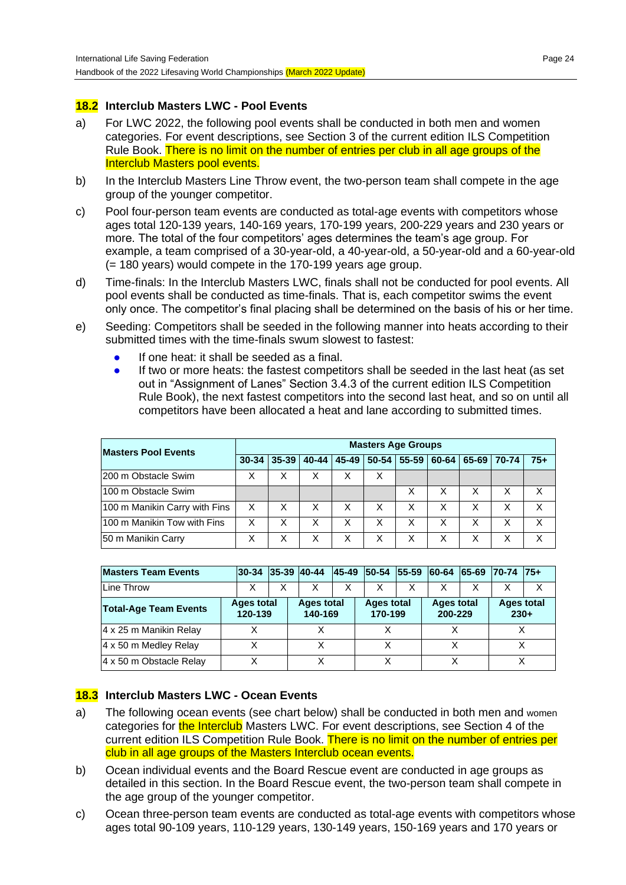## 18.2 Interclub Masters LWC - Pool Events

a) For LWC 2022, the following pool events shall be conducted in both men and women categories. For event descriptions, see Section 3 of the current edition ILS Competition Rule Book. There is no limit on the number of entries per club in all age groups of the Interclub Masters pool events.

b) In the Interclub Masters Line Throw event, the two-person team shall compete in the age group of the younger competitor.

c) Pool four-person team events are conducted as total-age events with competitors whose ages total 120-139 years, 140-169 years, 170-199 years, 200-229 years and 230 years or more. The total of the four competitors' ages determines the team's age group. For example, a team comprised of a 30-year-old, a 40-year-old, a 50-year-old and a 60-year-old (= 180 years) would compete in the 170-199 years age group.

d) Time-finals: In the Interclub Masters LWC, finals shall not be conducted for pool events. All pool events shall be conducted as time-finals. That is, each competitor swims the event only once. The competitor's final placing shall be determined on the basis of his or her time.

e) Seeding: Competitors shall be seeded in the following manner into heats according to their submitted times with the time-finals swum slowest to fastest:
   - If one heat: it shall be seeded as a final.
   - If two or more heats: the fastest competitors shall be seeded in the last heat (as set out in "Assignment of Lanes" Section 3.4.3 of the current edition ILS Competition Rule Book), the next fastest competitors into the second last heat, and so on until all competitors have been allocated a heat and lane according to submitted times.

| Masters Pool Events | Masters Age Groups | | | | | | | | | |
|---|---|---|---|---|---|---|---|---|---|---|
| | 30-34 | 35-39 | 40-44 | 45-49 | 50-54 | 55-59 | 60-64 | 65-69 | 70-74 | 75+ |
| 200 m Obstacle Swim | X | X | X | X | X | | | | | |
| 100 m Obstacle Swim | | | | | | X | X | X | X | X |
| 100 m Manikin Carry with Fins | X | X | X | X | X | X | X | X | X | X |
| 100 m Manikin Tow with Fins | X | X | X | X | X | X | X | X | X | X |
| 50 m Manikin Carry | X | X | X | X | X | X | X | X | X | X |

| Masters Team Events | 30-34 | 35-39 | 40-44 | 45-49 | 50-54 | 55-59 | 60-64 | 65-69 | 70-74 | 75+ |
|---|---|---|---|---|---|---|---|---|---|---|
| Line Throw | X | X | X | X | X | X | X | X | X | X |
| **Total-Age Team Events** | **Ages total 120-139** | | **Ages total 140-169** | | **Ages total 170-199** | | **Ages total 200-229** | | **Ages total 230+** | |
| 4 x 25 m Manikin Relay | X | | X | | X | | X | | X | |
| 4 x 50 m Medley Relay | X | | X | | X | | X | | X | |
| 4 x 50 m Obstacle Relay | X | | X | | X | | X | | X | |

## 18.3 Interclub Masters LWC - Ocean Events

a) The following ocean events (see chart below) shall be conducted in both men and women categories for the Interclub Masters LWC. For event descriptions, see Section 4 of the current edition ILS Competition Rule Book. There is no limit on the number of entries per club in all age groups of the Masters Interclub ocean events.

b) Ocean individual events and the Board Rescue event are conducted in age groups as detailed in this section. In the Board Rescue event, the two-person team shall compete in the age group of the younger competitor.

c) Ocean three-person team events are conducted as total-age events with competitors whose ages total 90-109 years, 110-129 years, 130-149 years, 150-169 years and 170 years or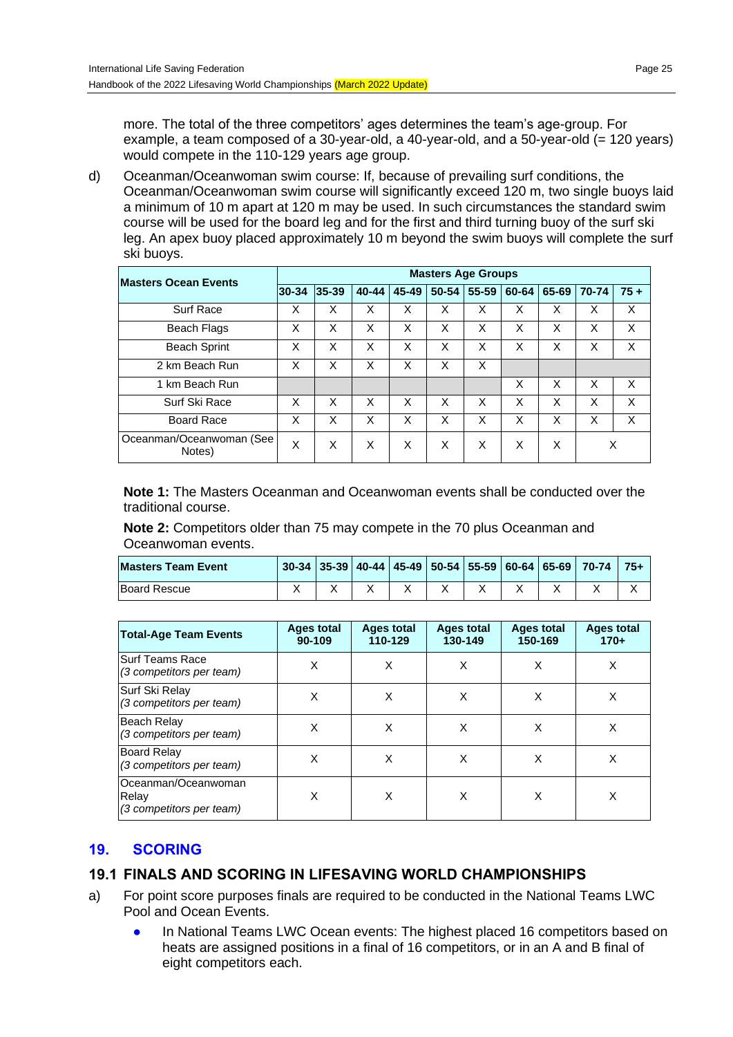more. The total of the three competitors' ages determines the team's age-group. For example, a team composed of a 30-year-old, a 40-year-old, and a 50-year-old (= 120 years) would compete in the 110-129 years age group.

d) Oceanman/Oceanwoman swim course: If, because of prevailing surf conditions, the Oceanman/Oceanwoman swim course will significantly exceed 120 m, two single buoys laid a minimum of 10 m apart at 120 m may be used. In such circumstances the standard swim course will be used for the board leg and for the first and third turning buoy of the surf ski leg. An apex buoy placed approximately 10 m beyond the swim buoys will complete the surf ski buoys.

| Masters Ocean Events | Masters Age Groups | | | | | | | | | |
|---|---|---|---|---|---|---|---|---|---|---|
| | 30-34 | 35-39 | 40-44 | 45-49 | 50-54 | 55-59 | 60-64 | 65-69 | 70-74 | 75 + |
| Surf Race | X | X | X | X | X | X | X | X | X | X |
| Beach Flags | X | X | X | X | X | X | X | X | X | X |
| Beach Sprint | X | X | X | X | X | X | X | X | X | X |
| 2 km Beach Run | X | X | X | X | X | X | | | | |
| 1 km Beach Run | | | | | | | X | X | X | X |
| Surf Ski Race | X | X | X | X | X | X | X | X | X | X |
| Board Race | X | X | X | X | X | X | X | X | X | X |
| Oceanman/Oceanwoman (See Notes) | X | X | X | X | X | X | X | X | X | |

**Note 1:** The Masters Oceanman and Oceanwoman events shall be conducted over the traditional course.

**Note 2:** Competitors older than 75 may compete in the 70 plus Oceanman and Oceanwoman events.

| Masters Team Event | 30-34 | 35-39 | 40-44 | 45-49 | 50-54 | 55-59 | 60-64 | 65-69 | 70-74 | 75+ |
|---|---|---|---|---|---|---|---|---|---|---|
| Board Rescue | X | X | X | X | X | X | X | X | X | X |

| Total-Age Team Events | Ages total 90-109 | Ages total 110-129 | Ages total 130-149 | Ages total 150-169 | Ages total 170+ |
|---|---|---|---|---|---|
| Surf Teams Race *(3 competitors per team)* | X | X | X | X | X |
| Surf Ski Relay *(3 competitors per team)* | X | X | X | X | X |
| Beach Relay *(3 competitors per team)* | X | X | X | X | X |
| Board Relay *(3 competitors per team)* | X | X | X | X | X |
| Oceanman/Oceanwoman Relay *(3 competitors per team)* | X | X | X | X | X |

## 19. SCORING

### 19.1 FINALS AND SCORING IN LIFESAVING WORLD CHAMPIONSHIPS

a) For point score purposes finals are required to be conducted in the National Teams LWC Pool and Ocean Events.

- In National Teams LWC Ocean events: The highest placed 16 competitors based on heats are assigned positions in a final of 16 competitors, or in an A and B final of eight competitors each.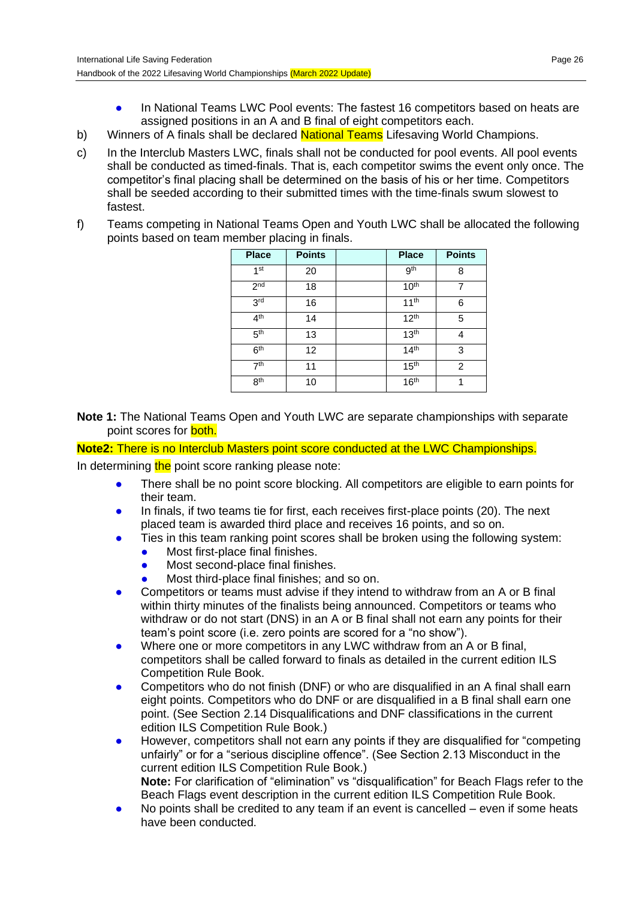- In National Teams LWC Pool events: The fastest 16 competitors based on heats are assigned positions in an A and B final of eight competitors each.

b) Winners of A finals shall be declared National Teams Lifesaving World Champions.

c) In the Interclub Masters LWC, finals shall not be conducted for pool events. All pool events shall be conducted as timed-finals. That is, each competitor swims the event only once. The competitor's final placing shall be determined on the basis of his or her time. Competitors shall be seeded according to their submitted times with the time-finals swum slowest to fastest.

f) Teams competing in National Teams Open and Youth LWC shall be allocated the following points based on team member placing in finals.

| Place | Points | | Place | Points |
|---|---|---|---|---|
| 1st | 20 | | 9th | 8 |
| 2nd | 18 | | 10th | 7 |
| 3rd | 16 | | 11th | 6 |
| 4th | 14 | | 12th | 5 |
| 5th | 13 | | 13th | 4 |
| 6th | 12 | | 14th | 3 |
| 7th | 11 | | 15th | 2 |
| 8th | 10 | | 16th | 1 |

**Note 1:** The National Teams Open and Youth LWC are separate championships with separate point scores for both.

**Note2:** There is no Interclub Masters point score conducted at the LWC Championships.

In determining the point score ranking please note:

- There shall be no point score blocking. All competitors are eligible to earn points for their team.
- In finals, if two teams tie for first, each receives first-place points (20). The next placed team is awarded third place and receives 16 points, and so on.
- Ties in this team ranking point scores shall be broken using the following system:
  - Most first-place final finishes.
  - Most second-place final finishes.
  - Most third-place final finishes; and so on.
- Competitors or teams must advise if they intend to withdraw from an A or B final within thirty minutes of the finalists being announced. Competitors or teams who withdraw or do not start (DNS) in an A or B final shall not earn any points for their team's point score (i.e. zero points are scored for a "no show").
- Where one or more competitors in any LWC withdraw from an A or B final, competitors shall be called forward to finals as detailed in the current edition ILS Competition Rule Book.
- Competitors who do not finish (DNF) or who are disqualified in an A final shall earn eight points. Competitors who do DNF or are disqualified in a B final shall earn one point. (See Section 2.14 Disqualifications and DNF classifications in the current edition ILS Competition Rule Book.)
- However, competitors shall not earn any points if they are disqualified for "competing unfairly" or for a "serious discipline offence". (See Section 2.13 Misconduct in the current edition ILS Competition Rule Book.)
  **Note:** For clarification of "elimination" vs "disqualification" for Beach Flags refer to the Beach Flags event description in the current edition ILS Competition Rule Book.
- No points shall be credited to any team if an event is cancelled – even if some heats have been conducted.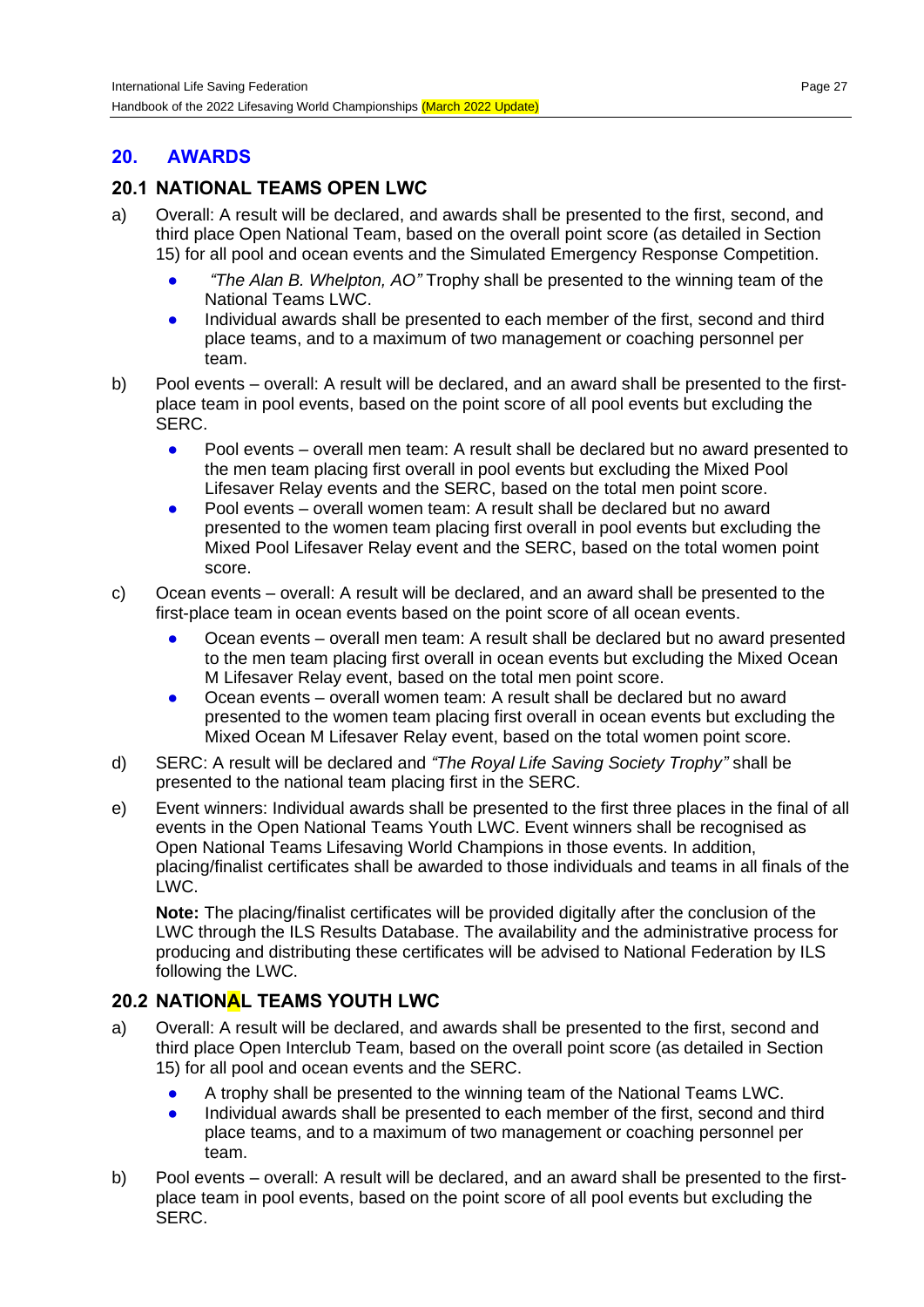## 20. AWARDS

### 20.1 NATIONAL TEAMS OPEN LWC

a) Overall: A result will be declared, and awards shall be presented to the first, second, and third place Open National Team, based on the overall point score (as detailed in Section 15) for all pool and ocean events and the Simulated Emergency Response Competition.

- *"The Alan B. Whelpton, AO"* Trophy shall be presented to the winning team of the National Teams LWC.
- Individual awards shall be presented to each member of the first, second and third place teams, and to a maximum of two management or coaching personnel per team.

b) Pool events – overall: A result will be declared, and an award shall be presented to the first-place team in pool events, based on the point score of all pool events but excluding the SERC.

- Pool events – overall men team: A result shall be declared but no award presented to the men team placing first overall in pool events but excluding the Mixed Pool Lifesaver Relay events and the SERC, based on the total men point score.
- Pool events – overall women team: A result shall be declared but no award presented to the women team placing first overall in pool events but excluding the Mixed Pool Lifesaver Relay event and the SERC, based on the total women point score.

c) Ocean events – overall: A result will be declared, and an award shall be presented to the first-place team in ocean events based on the point score of all ocean events.

- Ocean events – overall men team: A result shall be declared but no award presented to the men team placing first overall in ocean events but excluding the Mixed Ocean M Lifesaver Relay event, based on the total men point score.
- Ocean events – overall women team: A result shall be declared but no award presented to the women team placing first overall in ocean events but excluding the Mixed Ocean M Lifesaver Relay event, based on the total women point score.

d) SERC: A result will be declared and *"The Royal Life Saving Society Trophy"* shall be presented to the national team placing first in the SERC.

e) Event winners: Individual awards shall be presented to the first three places in the final of all events in the Open National Teams Youth LWC. Event winners shall be recognised as Open National Teams Lifesaving World Champions in those events. In addition, placing/finalist certificates shall be awarded to those individuals and teams in all finals of the LWC.

**Note:** The placing/finalist certificates will be provided digitally after the conclusion of the LWC through the ILS Results Database. The availability and the administrative process for producing and distributing these certificates will be advised to National Federation by ILS following the LWC.

### 20.2 NATIONAL TEAMS YOUTH LWC

a) Overall: A result will be declared, and awards shall be presented to the first, second and third place Open Interclub Team, based on the overall point score (as detailed in Section 15) for all pool and ocean events and the SERC.

- A trophy shall be presented to the winning team of the National Teams LWC.
- Individual awards shall be presented to each member of the first, second and third place teams, and to a maximum of two management or coaching personnel per team.

b) Pool events – overall: A result will be declared, and an award shall be presented to the first-place team in pool events, based on the point score of all pool events but excluding the SERC.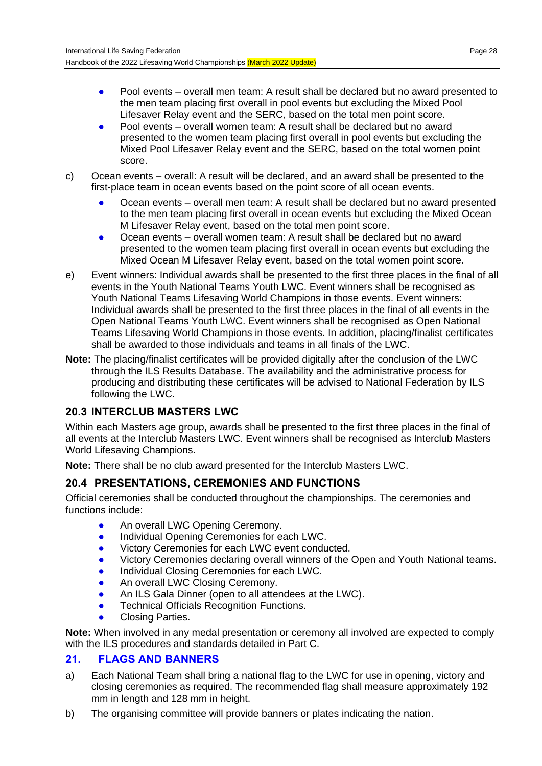- Pool events – overall men team: A result shall be declared but no award presented to the men team placing first overall in pool events but excluding the Mixed Pool Lifesaver Relay event and the SERC, based on the total men point score.
- Pool events – overall women team: A result shall be declared but no award presented to the women team placing first overall in pool events but excluding the Mixed Pool Lifesaver Relay event and the SERC, based on the total women point score.

c) Ocean events – overall: A result will be declared, and an award shall be presented to the first-place team in ocean events based on the point score of all ocean events.

- Ocean events – overall men team: A result shall be declared but no award presented to the men team placing first overall in ocean events but excluding the Mixed Ocean M Lifesaver Relay event, based on the total men point score.
- Ocean events – overall women team: A result shall be declared but no award presented to the women team placing first overall in ocean events but excluding the Mixed Ocean M Lifesaver Relay event, based on the total women point score.

e) Event winners: Individual awards shall be presented to the first three places in the final of all events in the Youth National Teams Youth LWC. Event winners shall be recognised as Youth National Teams Lifesaving World Champions in those events. Event winners: Individual awards shall be presented to the first three places in the final of all events in the Open National Teams Youth LWC. Event winners shall be recognised as Open National Teams Lifesaving World Champions in those events. In addition, placing/finalist certificates shall be awarded to those individuals and teams in all finals of the LWC.

**Note:** The placing/finalist certificates will be provided digitally after the conclusion of the LWC through the ILS Results Database. The availability and the administrative process for producing and distributing these certificates will be advised to National Federation by ILS following the LWC.

### 20.3 INTERCLUB MASTERS LWC

Within each Masters age group, awards shall be presented to the first three places in the final of all events at the Interclub Masters LWC. Event winners shall be recognised as Interclub Masters World Lifesaving Champions.

**Note:** There shall be no club award presented for the Interclub Masters LWC.

### 20.4 PRESENTATIONS, CEREMONIES AND FUNCTIONS

Official ceremonies shall be conducted throughout the championships. The ceremonies and functions include:

- An overall LWC Opening Ceremony.
- Individual Opening Ceremonies for each LWC.
- Victory Ceremonies for each LWC event conducted.
- Victory Ceremonies declaring overall winners of the Open and Youth National teams.
- Individual Closing Ceremonies for each LWC.
- An overall LWC Closing Ceremony.
- An ILS Gala Dinner (open to all attendees at the LWC).
- Technical Officials Recognition Functions.
- Closing Parties.

**Note:** When involved in any medal presentation or ceremony all involved are expected to comply with the ILS procedures and standards detailed in Part C.

## 21. FLAGS AND BANNERS

a) Each National Team shall bring a national flag to the LWC for use in opening, victory and closing ceremonies as required. The recommended flag shall measure approximately 192 mm in length and 128 mm in height.

b) The organising committee will provide banners or plates indicating the nation.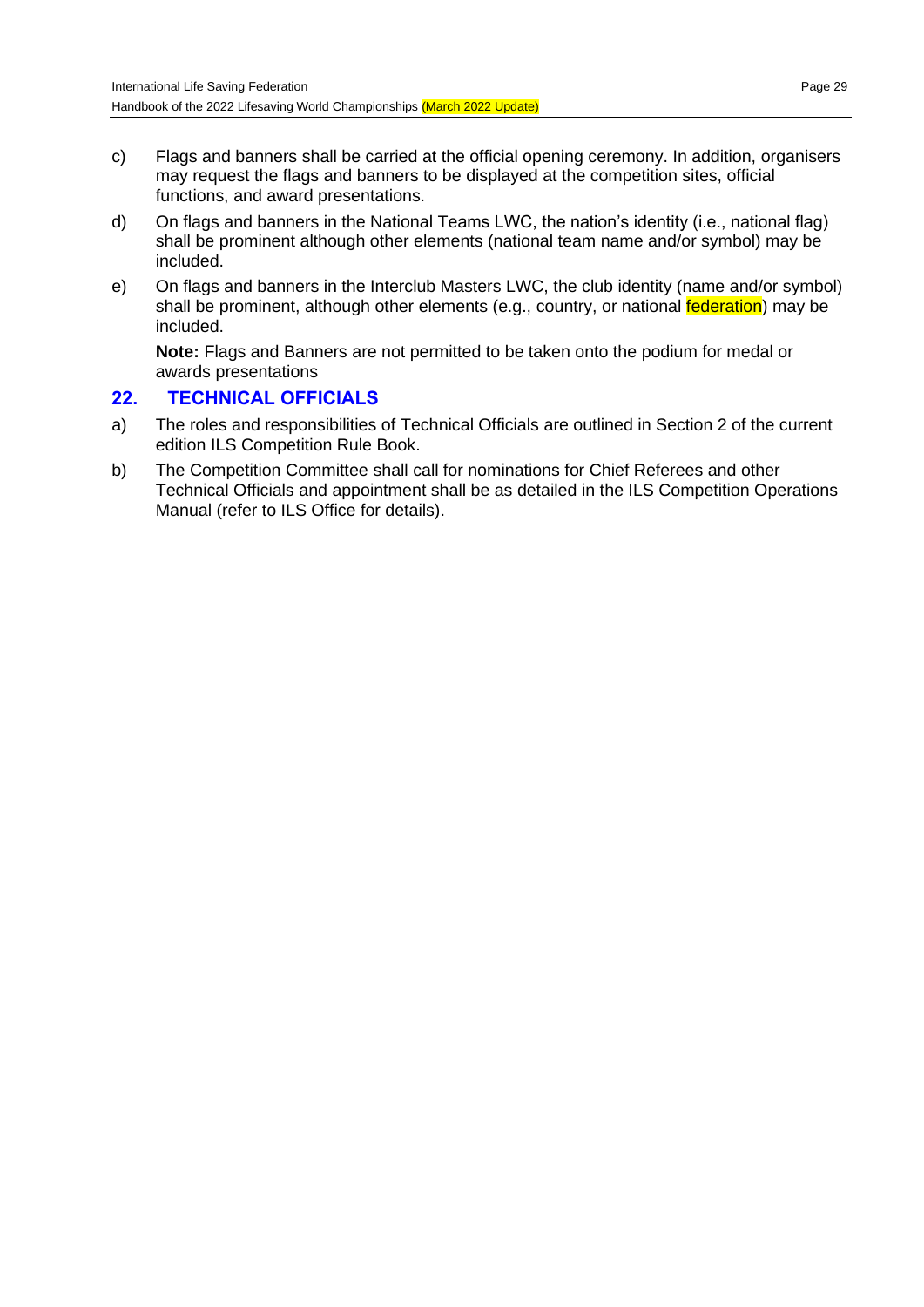c) Flags and banners shall be carried at the official opening ceremony. In addition, organisers may request the flags and banners to be displayed at the competition sites, official functions, and award presentations.

d) On flags and banners in the National Teams LWC, the nation's identity (i.e., national flag) shall be prominent although other elements (national team name and/or symbol) may be included.

e) On flags and banners in the Interclub Masters LWC, the club identity (name and/or symbol) shall be prominent, although other elements (e.g., country, or national federation) may be included.

**Note:** Flags and Banners are not permitted to be taken onto the podium for medal or awards presentations

## 22. TECHNICAL OFFICIALS

a) The roles and responsibilities of Technical Officials are outlined in Section 2 of the current edition ILS Competition Rule Book.

b) The Competition Committee shall call for nominations for Chief Referees and other Technical Officials and appointment shall be as detailed in the ILS Competition Operations Manual (refer to ILS Office for details).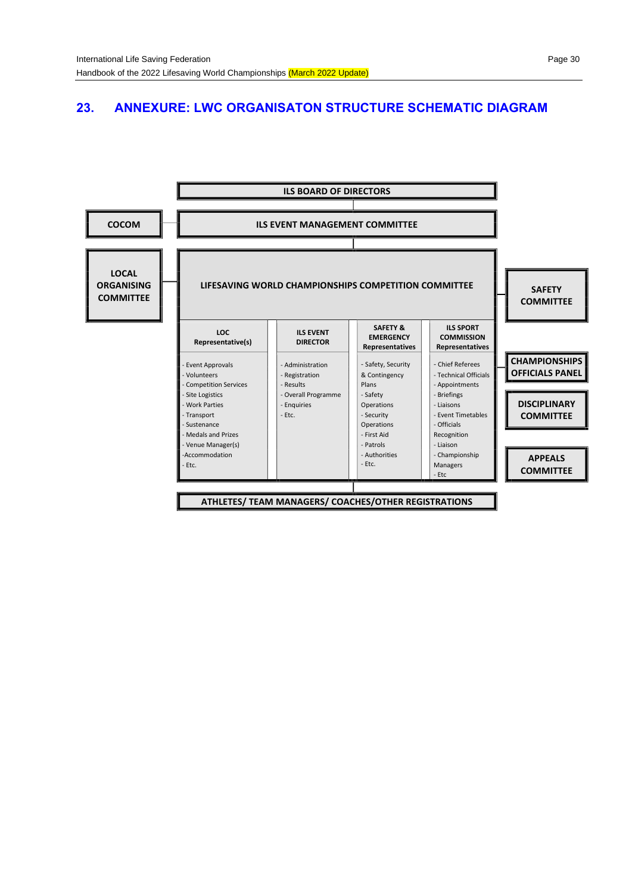## 23. ANNEXURE: LWC ORGANISATON STRUCTURE SCHEMATIC DIAGRAM

**ILS BOARD OF DIRECTORS**

**COCOM** — **ILS EVENT MANAGEMENT COMMITTEE**

**LOCAL ORGANISING COMMITTEE** — **LIFESAVING WORLD CHAMPIONSHIPS COMPETITION COMMITTEE** — **SAFETY COMMITTEE**

| LOC Representative(s) | ILS EVENT DIRECTOR | SAFETY & EMERGENCY Representatives | ILS SPORT COMMISSION Representatives |
|---|---|---|---|
| - Event Approvals<br>- Volunteers<br>- Competition Services<br>- Site Logistics<br>- Work Parties<br>- Transport<br>- Sustenance<br>- Medals and Prizes<br>- Venue Manager(s)<br>-Accommodation<br>- Etc. | - Administration<br>- Registration<br>- Results<br>- Overall Programme<br>- Enquiries<br>- Etc. | - Safety, Security & Contingency Plans<br>- Safety Operations<br>- Security Operations<br>- First Aid<br>- Patrols<br>- Authorities<br>- Etc. | - Chief Referees<br>- Technical Officials<br>- Appointments<br>- Briefings<br>- Liaisons<br>- Event Timetables<br>- Officials Recognition<br>- Liaison<br>- Championship Managers<br>- Etc |

**CHAMPIONSHIPS OFFICIALS PANEL**

**DISCIPLINARY COMMITTEE**

**APPEALS COMMITTEE**

**ATHLETES/ TEAM MANAGERS/ COACHES/OTHER REGISTRATIONS**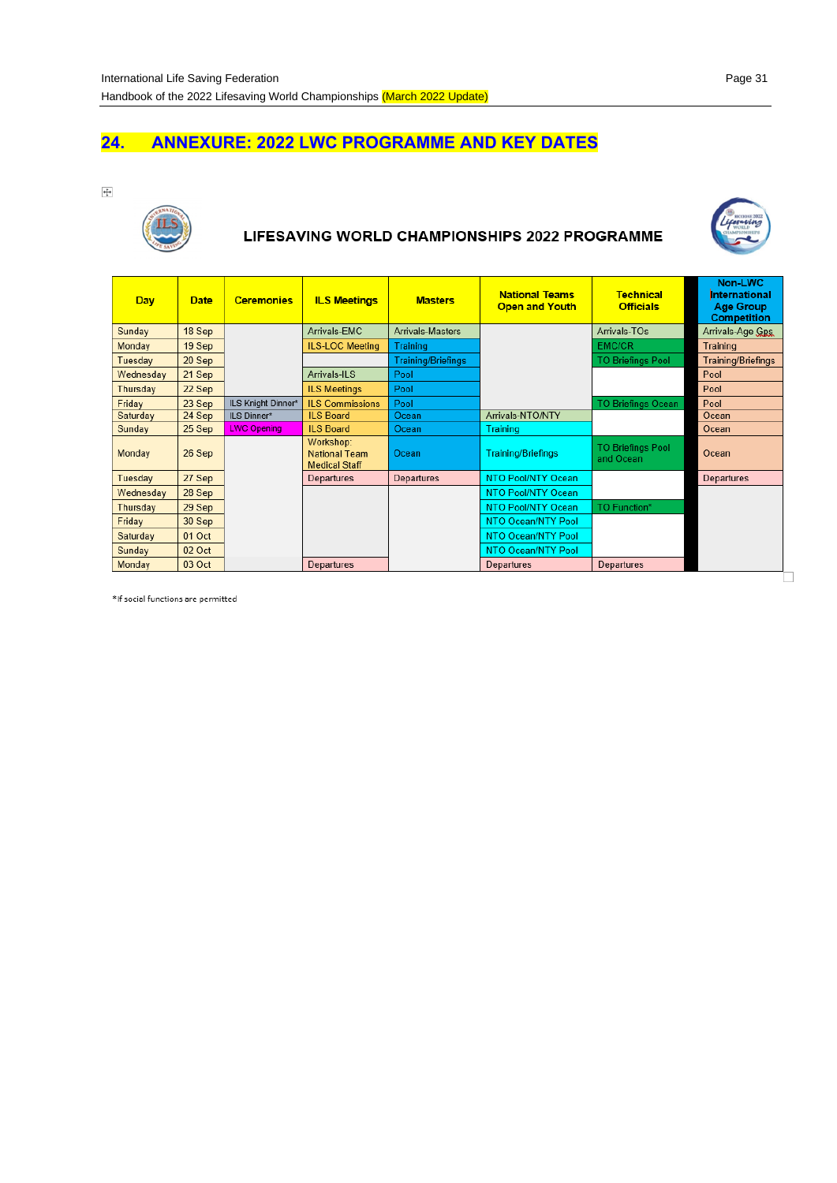## 24. ANNEXURE: 2022 LWC PROGRAMME AND KEY DATES

**LIFESAVING WORLD CHAMPIONSHIPS 2022 PROGRAMME**

| Day | Date | Ceremonies | ILS Meetings | Masters | National Teams Open and Youth | Technical Officials | Non-LWC International Age Group Competition |
|---|---|---|---|---|---|---|---|
| Sunday | 18 Sep | | Arrivals-EMC | Arrivals-Masters | | Arrivals-TOs | Arrivals-Age Gps |
| Monday | 19 Sep | | ILS-LOC Meeting | Training | | EMC/CR | Training |
| Tuesday | 20 Sep | | | Training/Briefings | | TO Briefings Pool | Training/Briefings |
| Wednesday | 21 Sep | | Arrivals-ILS | Pool | | | Pool |
| Thursday | 22 Sep | | ILS Meetings | Pool | | | Pool |
| Friday | 23 Sep | ILS Knight Dinner* | ILS Commissions | Pool | | TO Briefings Ocean | Pool |
| Saturday | 24 Sep | ILS Dinner* | ILS Board | Ocean | Arrivals-NTO/NTY | | Ocean |
| Sunday | 25 Sep | LWC Opening | ILS Board | Ocean | Training | | Ocean |
| Monday | 26 Sep | | Workshop: National Team Medical Staff | Ocean | Training/Briefings | TO Briefings Pool and Ocean | Ocean |
| Tuesday | 27 Sep | | Departures | Departures | NTO Pool/NTY Ocean | | Departures |
| Wednesday | 28 Sep | | | | NTO Pool/NTY Ocean | | |
| Thursday | 29 Sep | | | | NTO Pool/NTY Ocean | TO Function* | |
| Friday | 30 Sep | | | | NTO Ocean/NTY Pool | | |
| Saturday | 01 Oct | | | | NTO Ocean/NTY Pool | | |
| Sunday | 02 Oct | | | | NTO Ocean/NTY Pool | | |
| Monday | 03 Oct | | Departures | | Departures | Departures | |

*If social functions are permitted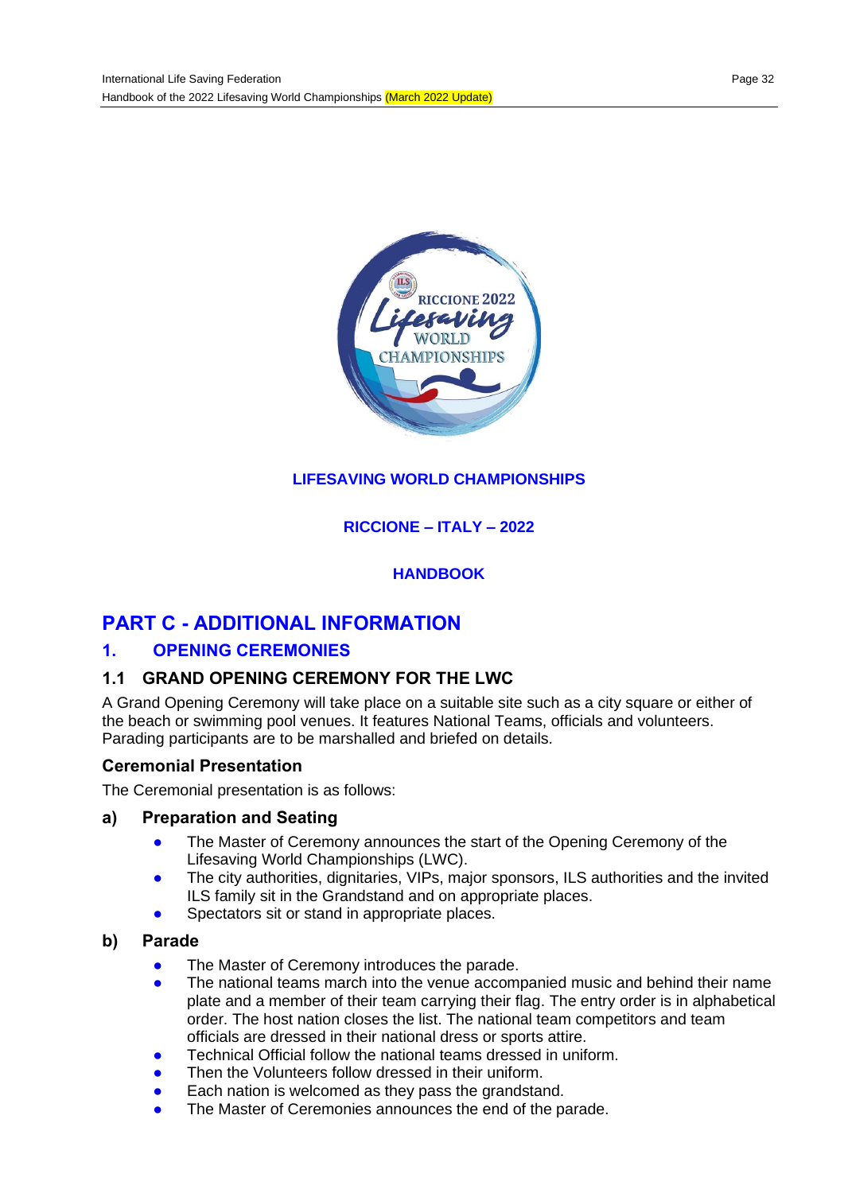**LIFESAVING WORLD CHAMPIONSHIPS**

**RICCIONE – ITALY – 2022**

**HANDBOOK**

# PART C - ADDITIONAL INFORMATION

## 1. OPENING CEREMONIES

### 1.1 GRAND OPENING CEREMONY FOR THE LWC

A Grand Opening Ceremony will take place on a suitable site such as a city square or either of the beach or swimming pool venues. It features National Teams, officials and volunteers. Parading participants are to be marshalled and briefed on details.

#### Ceremonial Presentation

The Ceremonial presentation is as follows:

#### a) Preparation and Seating

- The Master of Ceremony announces the start of the Opening Ceremony of the Lifesaving World Championships (LWC).
- The city authorities, dignitaries, VIPs, major sponsors, ILS authorities and the invited ILS family sit in the Grandstand and on appropriate places.
- Spectators sit or stand in appropriate places.

#### b) Parade

- The Master of Ceremony introduces the parade.
- The national teams march into the venue accompanied music and behind their name plate and a member of their team carrying their flag. The entry order is in alphabetical order. The host nation closes the list. The national team competitors and team officials are dressed in their national dress or sports attire.
- Technical Official follow the national teams dressed in uniform.
- Then the Volunteers follow dressed in their uniform.
- Each nation is welcomed as they pass the grandstand.
- The Master of Ceremonies announces the end of the parade.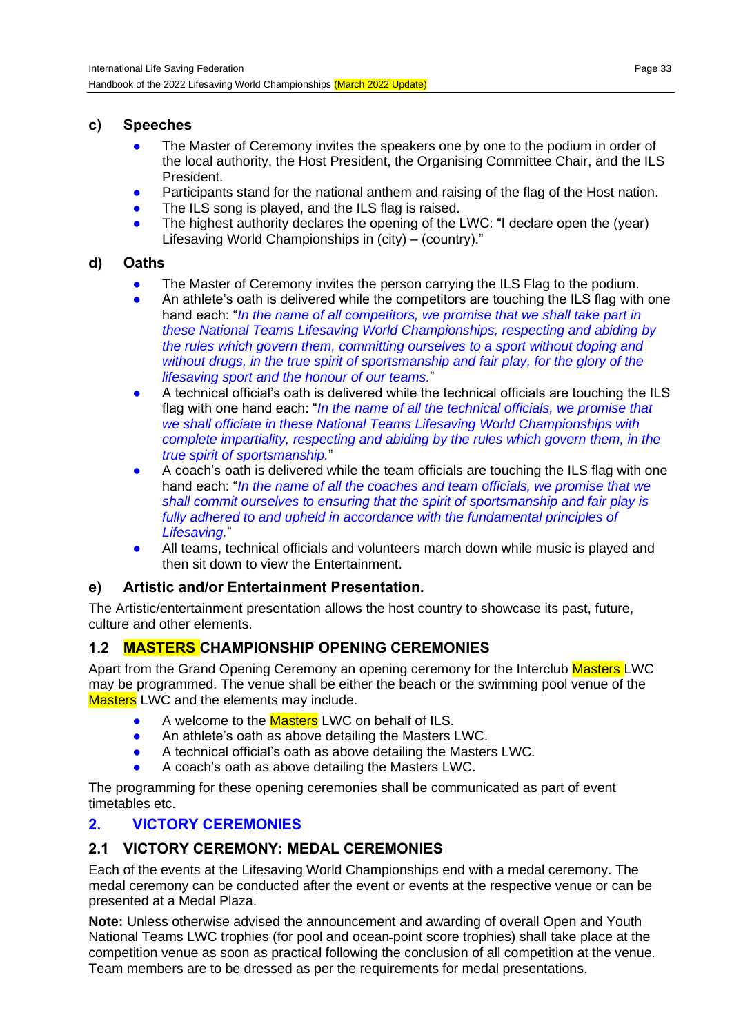### c) Speeches

- The Master of Ceremony invites the speakers one by one to the podium in order of the local authority, the Host President, the Organising Committee Chair, and the ILS President.
- Participants stand for the national anthem and raising of the flag of the Host nation.
- The ILS song is played, and the ILS flag is raised.
- The highest authority declares the opening of the LWC: "I declare open the (year) Lifesaving World Championships in (city) – (country)."

### d) Oaths

- The Master of Ceremony invites the person carrying the ILS Flag to the podium.
- An athlete's oath is delivered while the competitors are touching the ILS flag with one hand each: "*In the name of all competitors, we promise that we shall take part in these National Teams Lifesaving World Championships, respecting and abiding by the rules which govern them, committing ourselves to a sport without doping and without drugs, in the true spirit of sportsmanship and fair play, for the glory of the lifesaving sport and the honour of our teams.*"
- A technical official's oath is delivered while the technical officials are touching the ILS flag with one hand each: "*In the name of all the technical officials, we promise that we shall officiate in these National Teams Lifesaving World Championships with complete impartiality, respecting and abiding by the rules which govern them, in the true spirit of sportsmanship.*"
- A coach's oath is delivered while the team officials are touching the ILS flag with one hand each: "*In the name of all the coaches and team officials, we promise that we shall commit ourselves to ensuring that the spirit of sportsmanship and fair play is fully adhered to and upheld in accordance with the fundamental principles of Lifesaving.*"
- All teams, technical officials and volunteers march down while music is played and then sit down to view the Entertainment.

### e) Artistic and/or Entertainment Presentation.

The Artistic/entertainment presentation allows the host country to showcase its past, future, culture and other elements.

## 1.2 MASTERS CHAMPIONSHIP OPENING CEREMONIES

Apart from the Grand Opening Ceremony an opening ceremony for the Interclub Masters LWC may be programmed. The venue shall be either the beach or the swimming pool venue of the Masters LWC and the elements may include.

- A welcome to the Masters LWC on behalf of ILS.
- An athlete's oath as above detailing the Masters LWC.
- A technical official's oath as above detailing the Masters LWC.
- A coach's oath as above detailing the Masters LWC.

The programming for these opening ceremonies shall be communicated as part of event timetables etc.

# 2. VICTORY CEREMONIES

## 2.1 VICTORY CEREMONY: MEDAL CEREMONIES

Each of the events at the Lifesaving World Championships end with a medal ceremony. The medal ceremony can be conducted after the event or events at the respective venue or can be presented at a Medal Plaza.

**Note:** Unless otherwise advised the announcement and awarding of overall Open and Youth National Teams LWC trophies (for pool and ocean point score trophies) shall take place at the competition venue as soon as practical following the conclusion of all competition at the venue. Team members are to be dressed as per the requirements for medal presentations.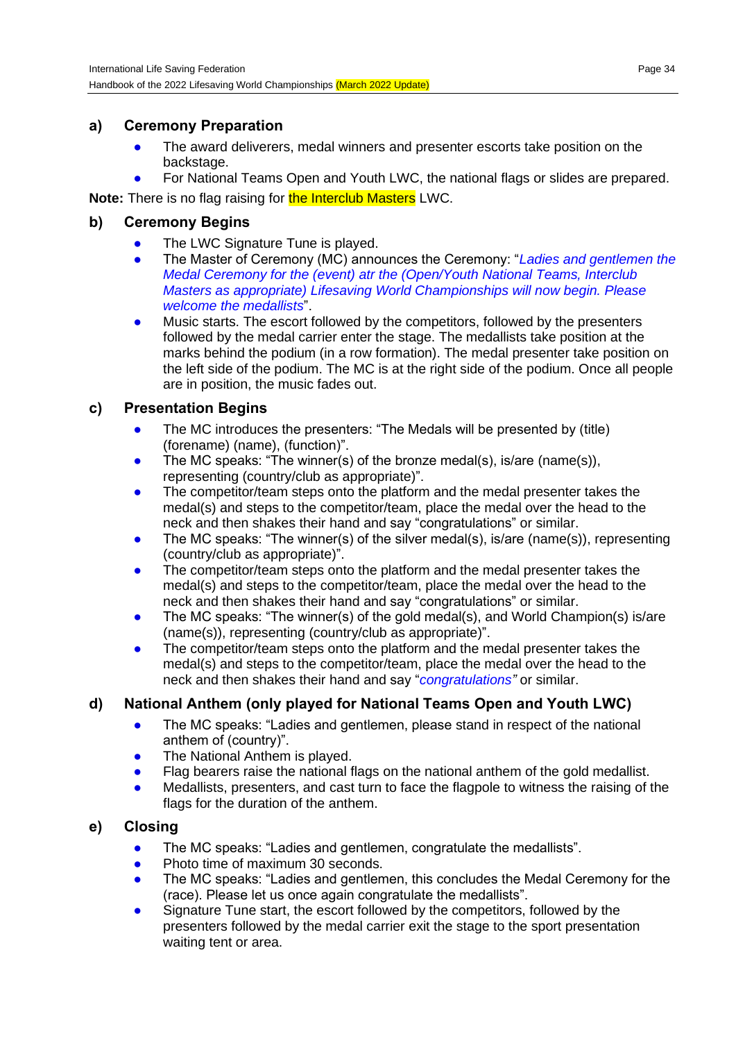## a) Ceremony Preparation

- The award deliverers, medal winners and presenter escorts take position on the backstage.
- For National Teams Open and Youth LWC, the national flags or slides are prepared.

**Note:** There is no flag raising for the Interclub Masters LWC.

## b) Ceremony Begins

- The LWC Signature Tune is played.
- The Master of Ceremony (MC) announces the Ceremony: "*Ladies and gentlemen the Medal Ceremony for the (event) atr the (Open/Youth National Teams, Interclub Masters as appropriate) Lifesaving World Championships will now begin. Please welcome the medallists*".
- Music starts. The escort followed by the competitors, followed by the presenters followed by the medal carrier enter the stage. The medallists take position at the marks behind the podium (in a row formation). The medal presenter take position on the left side of the podium. The MC is at the right side of the podium. Once all people are in position, the music fades out.

## c) Presentation Begins

- The MC introduces the presenters: "The Medals will be presented by (title) (forename) (name), (function)".
- The MC speaks: "The winner(s) of the bronze medal(s), is/are (name(s)), representing (country/club as appropriate)".
- The competitor/team steps onto the platform and the medal presenter takes the medal(s) and steps to the competitor/team, place the medal over the head to the neck and then shakes their hand and say "congratulations" or similar.
- The MC speaks: "The winner(s) of the silver medal(s), is/are (name(s)), representing (country/club as appropriate)".
- The competitor/team steps onto the platform and the medal presenter takes the medal(s) and steps to the competitor/team, place the medal over the head to the neck and then shakes their hand and say "congratulations" or similar.
- The MC speaks: "The winner(s) of the gold medal(s), and World Champion(s) is/are (name(s)), representing (country/club as appropriate)".
- The competitor/team steps onto the platform and the medal presenter takes the medal(s) and steps to the competitor/team, place the medal over the head to the neck and then shakes their hand and say "*congratulations*" or similar.

## d) National Anthem (only played for National Teams Open and Youth LWC)

- The MC speaks: "Ladies and gentlemen, please stand in respect of the national anthem of (country)".
- The National Anthem is played.
- Flag bearers raise the national flags on the national anthem of the gold medallist.
- Medallists, presenters, and cast turn to face the flagpole to witness the raising of the flags for the duration of the anthem.

## e) Closing

- The MC speaks: "Ladies and gentlemen, congratulate the medallists".
- Photo time of maximum 30 seconds.
- The MC speaks: "Ladies and gentlemen, this concludes the Medal Ceremony for the (race). Please let us once again congratulate the medallists".
- Signature Tune start, the escort followed by the competitors, followed by the presenters followed by the medal carrier exit the stage to the sport presentation waiting tent or area.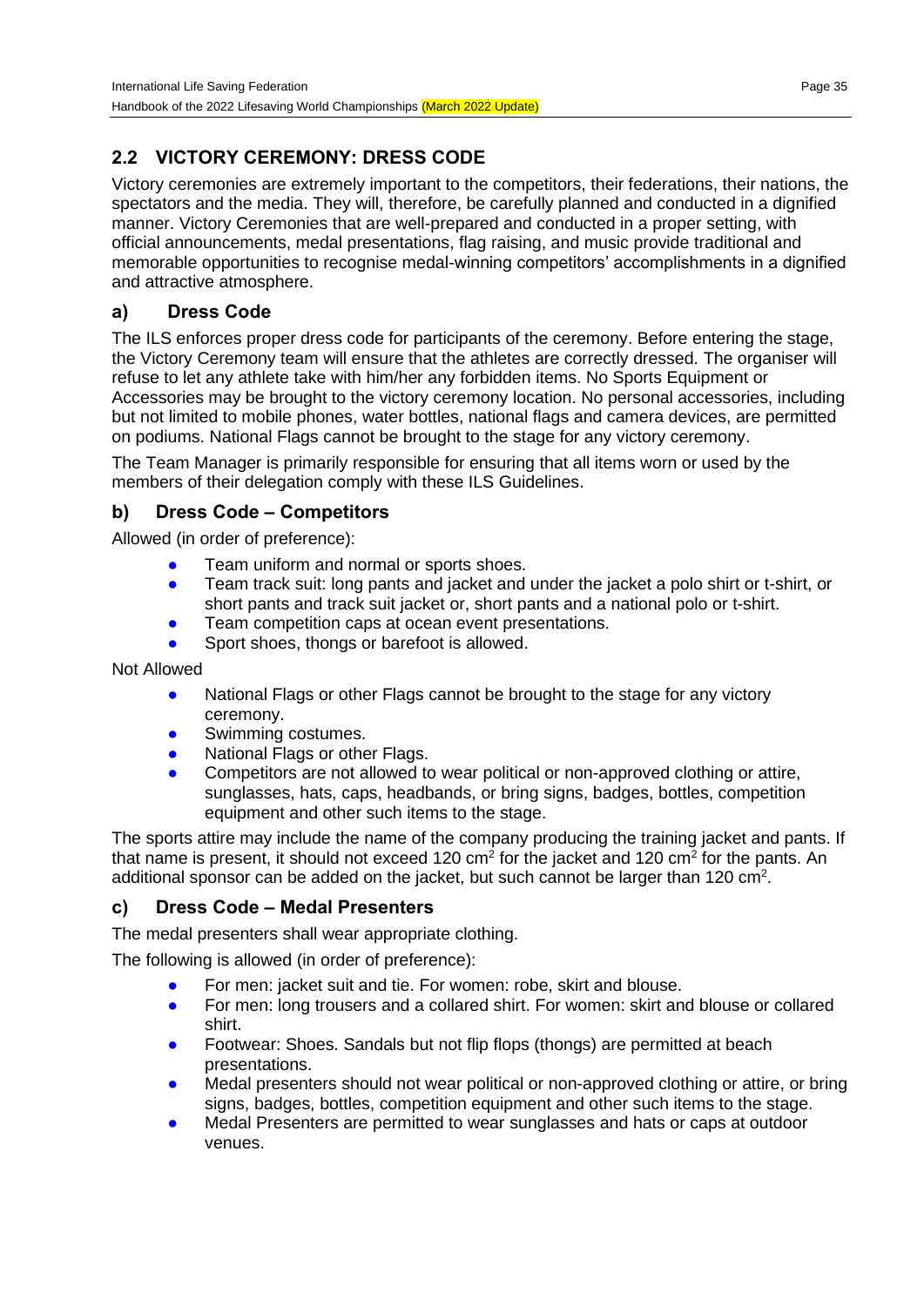## 2.2 VICTORY CEREMONY: DRESS CODE

Victory ceremonies are extremely important to the competitors, their federations, their nations, the spectators and the media. They will, therefore, be carefully planned and conducted in a dignified manner. Victory Ceremonies that are well-prepared and conducted in a proper setting, with official announcements, medal presentations, flag raising, and music provide traditional and memorable opportunities to recognise medal-winning competitors' accomplishments in a dignified and attractive atmosphere.

### a) Dress Code

The ILS enforces proper dress code for participants of the ceremony. Before entering the stage, the Victory Ceremony team will ensure that the athletes are correctly dressed. The organiser will refuse to let any athlete take with him/her any forbidden items. No Sports Equipment or Accessories may be brought to the victory ceremony location. No personal accessories, including but not limited to mobile phones, water bottles, national flags and camera devices, are permitted on podiums. National Flags cannot be brought to the stage for any victory ceremony.

The Team Manager is primarily responsible for ensuring that all items worn or used by the members of their delegation comply with these ILS Guidelines.

### b) Dress Code – Competitors

Allowed (in order of preference):

- Team uniform and normal or sports shoes.
- Team track suit: long pants and jacket and under the jacket a polo shirt or t-shirt, or short pants and track suit jacket or, short pants and a national polo or t-shirt.
- Team competition caps at ocean event presentations.
- Sport shoes, thongs or barefoot is allowed.

Not Allowed

- National Flags or other Flags cannot be brought to the stage for any victory ceremony.
- Swimming costumes.
- National Flags or other Flags.
- Competitors are not allowed to wear political or non-approved clothing or attire, sunglasses, hats, caps, headbands, or bring signs, badges, bottles, competition equipment and other such items to the stage.

The sports attire may include the name of the company producing the training jacket and pants. If that name is present, it should not exceed 120 $cm^2$ for the jacket and 120 $cm^2$ for the pants. An additional sponsor can be added on the jacket, but such cannot be larger than 120 $cm^2$.

### c) Dress Code – Medal Presenters

The medal presenters shall wear appropriate clothing.

The following is allowed (in order of preference):

- For men: jacket suit and tie. For women: robe, skirt and blouse.
- For men: long trousers and a collared shirt. For women: skirt and blouse or collared shirt.
- Footwear: Shoes. Sandals but not flip flops (thongs) are permitted at beach presentations.
- Medal presenters should not wear political or non-approved clothing or attire, or bring signs, badges, bottles, competition equipment and other such items to the stage.
- Medal Presenters are permitted to wear sunglasses and hats or caps at outdoor venues.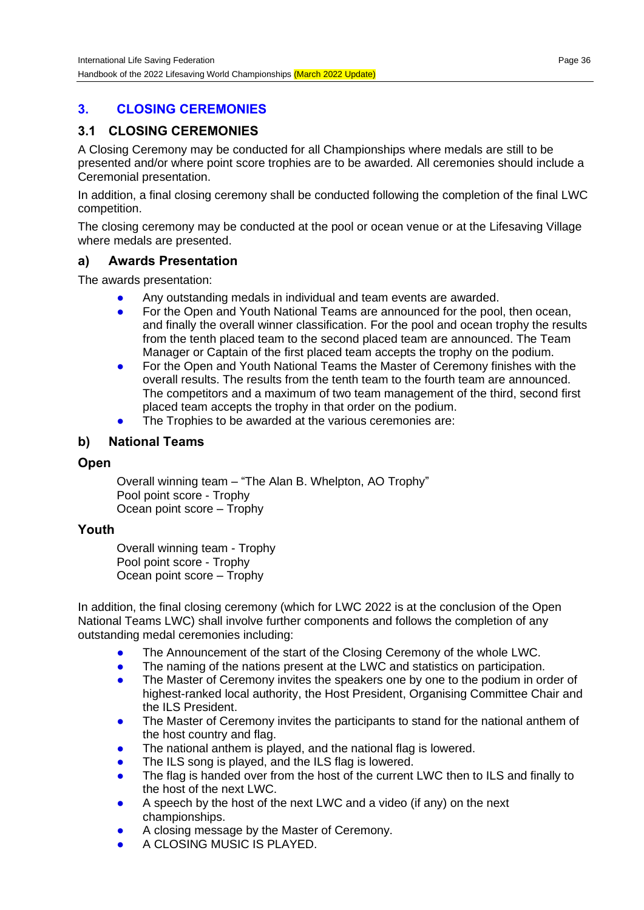## 3. CLOSING CEREMONIES

### 3.1 CLOSING CEREMONIES

A Closing Ceremony may be conducted for all Championships where medals are still to be presented and/or where point score trophies are to be awarded. All ceremonies should include a Ceremonial presentation.

In addition, a final closing ceremony shall be conducted following the completion of the final LWC competition.

The closing ceremony may be conducted at the pool or ocean venue or at the Lifesaving Village where medals are presented.

#### a) Awards Presentation

The awards presentation:

- Any outstanding medals in individual and team events are awarded.
- For the Open and Youth National Teams are announced for the pool, then ocean, and finally the overall winner classification. For the pool and ocean trophy the results from the tenth placed team to the second placed team are announced. The Team Manager or Captain of the first placed team accepts the trophy on the podium.
- For the Open and Youth National Teams the Master of Ceremony finishes with the overall results. The results from the tenth team to the fourth team are announced. The competitors and a maximum of two team management of the third, second first placed team accepts the trophy in that order on the podium.
- The Trophies to be awarded at the various ceremonies are:

#### b) National Teams

**Open**

Overall winning team – "The Alan B. Whelpton, AO Trophy"
Pool point score - Trophy
Ocean point score – Trophy

**Youth**

Overall winning team - Trophy
Pool point score - Trophy
Ocean point score – Trophy

In addition, the final closing ceremony (which for LWC 2022 is at the conclusion of the Open National Teams LWC) shall involve further components and follows the completion of any outstanding medal ceremonies including:

- The Announcement of the start of the Closing Ceremony of the whole LWC.
- The naming of the nations present at the LWC and statistics on participation.
- The Master of Ceremony invites the speakers one by one to the podium in order of highest-ranked local authority, the Host President, Organising Committee Chair and the ILS President.
- The Master of Ceremony invites the participants to stand for the national anthem of the host country and flag.
- The national anthem is played, and the national flag is lowered.
- The ILS song is played, and the ILS flag is lowered.
- The flag is handed over from the host of the current LWC then to ILS and finally to the host of the next LWC.
- A speech by the host of the next LWC and a video (if any) on the next championships.
- A closing message by the Master of Ceremony.
- A CLOSING MUSIC IS PLAYED.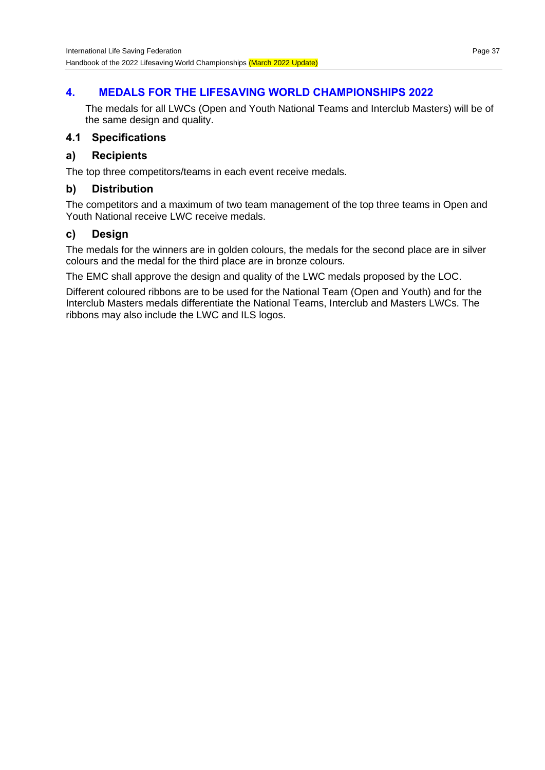## 4. MEDALS FOR THE LIFESAVING WORLD CHAMPIONSHIPS 2022

The medals for all LWCs (Open and Youth National Teams and Interclub Masters) will be of the same design and quality.

### 4.1 Specifications

#### a) Recipients

The top three competitors/teams in each event receive medals.

#### b) Distribution

The competitors and a maximum of two team management of the top three teams in Open and Youth National receive LWC receive medals.

#### c) Design

The medals for the winners are in golden colours, the medals for the second place are in silver colours and the medal for the third place are in bronze colours.

The EMC shall approve the design and quality of the LWC medals proposed by the LOC.

Different coloured ribbons are to be used for the National Team (Open and Youth) and for the Interclub Masters medals differentiate the National Teams, Interclub and Masters LWCs. The ribbons may also include the LWC and ILS logos.